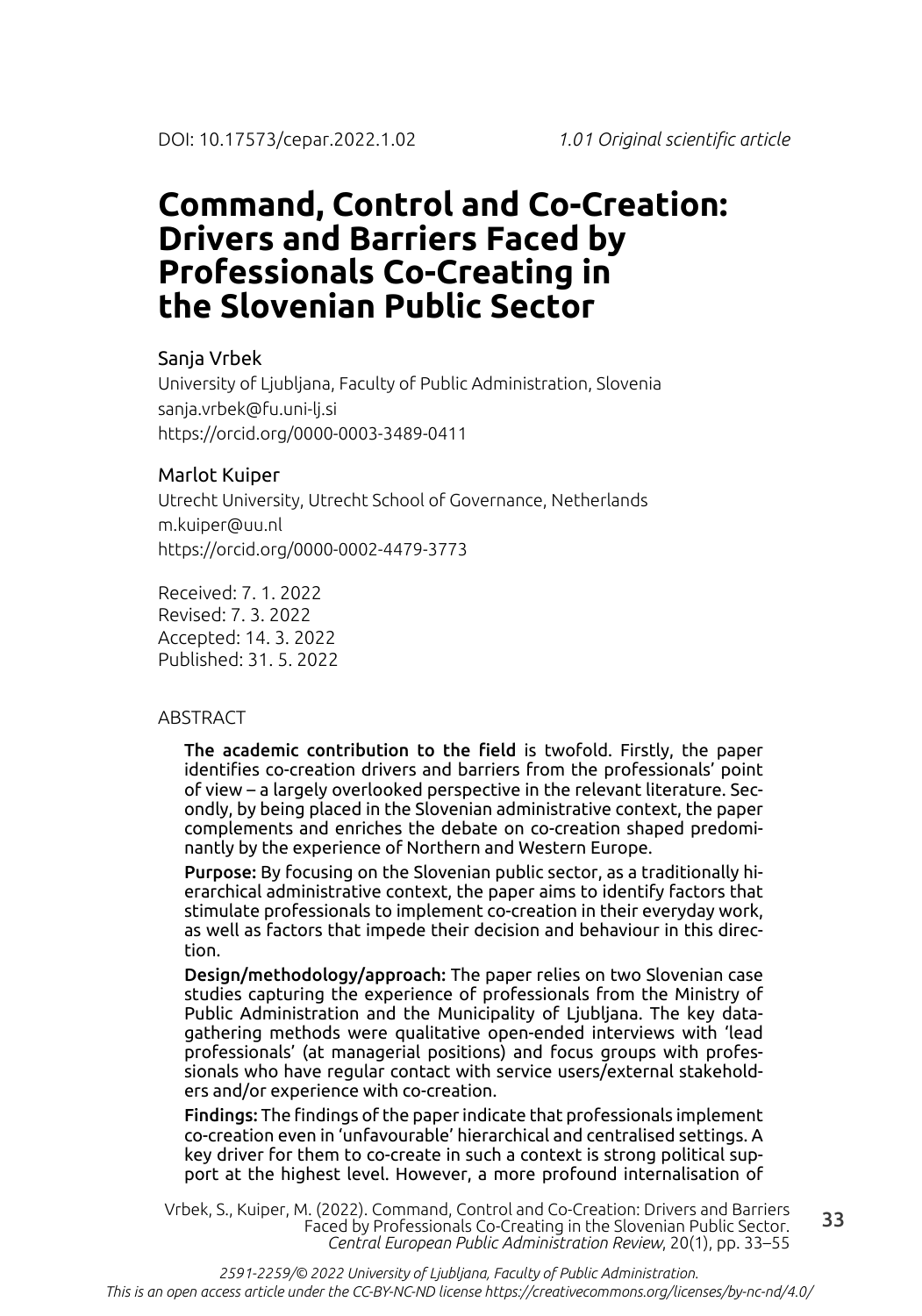DOI: 10.17573/cepar.2022.1.02 *1.01 Original scientific article*

# Command, Control and Co-Creation: Drivers and Barriers Faced by Professionals Co-Creating in the Slovenian Public Sector

Sanja Vrbek
University of Ljubljana, Faculty of Public Administration, Slovenia
sanja.vrbek@fu.uni-lj.si
https://orcid.org/0000-0003-3489-0411

Marlot Kuiper
Utrecht University, Utrecht School of Governance, Netherlands
m.kuiper@uu.nl
https://orcid.org/0000-0002-4479-3773

Received: 7. 1. 2022
Revised: 7. 3. 2022
Accepted: 14. 3. 2022
Published: 31. 5. 2022

## ABSTRACT

**The academic contribution to the field** is twofold. Firstly, the paper identifies co-creation drivers and barriers from the professionals' point of view – a largely overlooked perspective in the relevant literature. Secondly, by being placed in the Slovenian administrative context, the paper complements and enriches the debate on co-creation shaped predominantly by the experience of Northern and Western Europe.

**Purpose:** By focusing on the Slovenian public sector, as a traditionally hierarchical administrative context, the paper aims to identify factors that stimulate professionals to implement co-creation in their everyday work, as well as factors that impede their decision and behaviour in this direction.

**Design/methodology/approach:** The paper relies on two Slovenian case studies capturing the experience of professionals from the Ministry of Public Administration and the Municipality of Ljubljana. The key data-gathering methods were qualitative open-ended interviews with 'lead professionals' (at managerial positions) and focus groups with professionals who have regular contact with service users/external stakeholders and/or experience with co-creation.

**Findings:** The findings of the paper indicate that professionals implement co-creation even in 'unfavourable' hierarchical and centralised settings. A key driver for them to co-create in such a context is strong political support at the highest level. However, a more profound internalisation of

Vrbek, S., Kuiper, M. (2022). Command, Control and Co-Creation: Drivers and Barriers Faced by Professionals Co-Creating in the Slovenian Public Sector. *Central European Public Administration Review*, 20(1), pp. 33–55

*2591-2259/© 2022 University of Ljubljana, Faculty of Public Administration.*
*This is an open access article under the CC-BY-NC-ND license https://creativecommons.org/licenses/by-nc-nd/4.0/*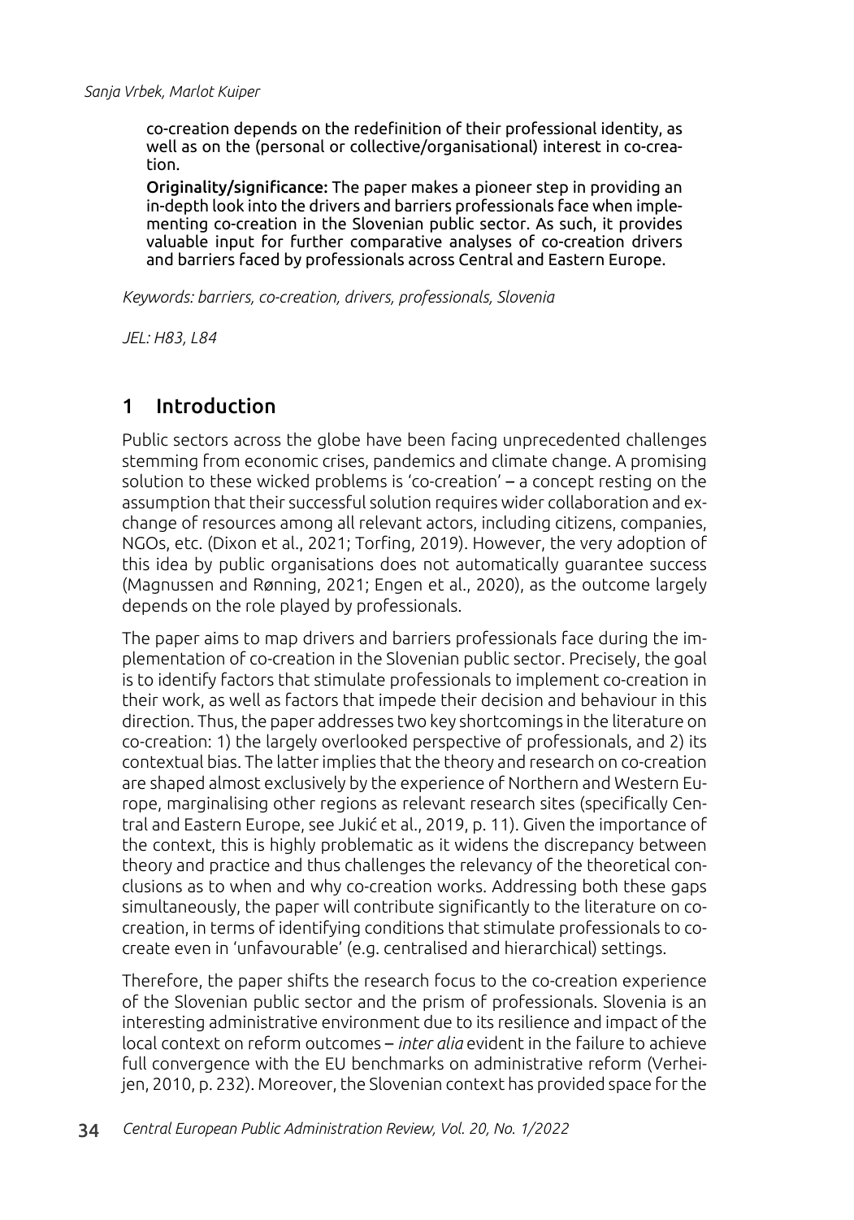co-creation depends on the redefinition of their professional identity, as well as on the (personal or collective/organisational) interest in co-creation.

**Originality/significance:** The paper makes a pioneer step in providing an in-depth look into the drivers and barriers professionals face when implementing co-creation in the Slovenian public sector. As such, it provides valuable input for further comparative analyses of co-creation drivers and barriers faced by professionals across Central and Eastern Europe.

*Keywords: barriers, co-creation, drivers, professionals, Slovenia*

*JEL: H83, L84*

## 1 Introduction

Public sectors across the globe have been facing unprecedented challenges stemming from economic crises, pandemics and climate change. A promising solution to these wicked problems is 'co-creation' – a concept resting on the assumption that their successful solution requires wider collaboration and exchange of resources among all relevant actors, including citizens, companies, NGOs, etc. (Dixon et al., 2021; Torfing, 2019). However, the very adoption of this idea by public organisations does not automatically guarantee success (Magnussen and Rønning, 2021; Engen et al., 2020), as the outcome largely depends on the role played by professionals.

The paper aims to map drivers and barriers professionals face during the implementation of co-creation in the Slovenian public sector. Precisely, the goal is to identify factors that stimulate professionals to implement co-creation in their work, as well as factors that impede their decision and behaviour in this direction. Thus, the paper addresses two key shortcomings in the literature on co-creation: 1) the largely overlooked perspective of professionals, and 2) its contextual bias. The latter implies that the theory and research on co-creation are shaped almost exclusively by the experience of Northern and Western Europe, marginalising other regions as relevant research sites (specifically Central and Eastern Europe, see Jukić et al., 2019, p. 11). Given the importance of the context, this is highly problematic as it widens the discrepancy between theory and practice and thus challenges the relevancy of the theoretical conclusions as to when and why co-creation works. Addressing both these gaps simultaneously, the paper will contribute significantly to the literature on co-creation, in terms of identifying conditions that stimulate professionals to co-create even in 'unfavourable' (e.g. centralised and hierarchical) settings.

Therefore, the paper shifts the research focus to the co-creation experience of the Slovenian public sector and the prism of professionals. Slovenia is an interesting administrative environment due to its resilience and impact of the local context on reform outcomes – *inter alia* evident in the failure to achieve full convergence with the EU benchmarks on administrative reform (Verheijen, 2010, p. 232). Moreover, the Slovenian context has provided space for the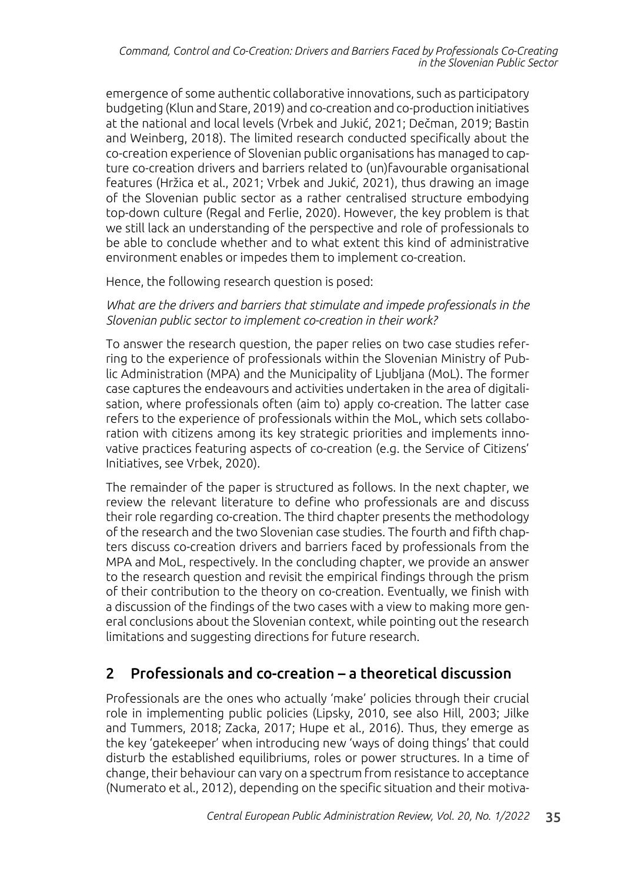emergence of some authentic collaborative innovations, such as participatory budgeting (Klun and Stare, 2019) and co-creation and co-production initiatives at the national and local levels (Vrbek and Jukić, 2021; Dečman, 2019; Bastin and Weinberg, 2018). The limited research conducted specifically about the co-creation experience of Slovenian public organisations has managed to capture co-creation drivers and barriers related to (un)favourable organisational features (Hržica et al., 2021; Vrbek and Jukić, 2021), thus drawing an image of the Slovenian public sector as a rather centralised structure embodying top-down culture (Regal and Ferlie, 2020). However, the key problem is that we still lack an understanding of the perspective and role of professionals to be able to conclude whether and to what extent this kind of administrative environment enables or impedes them to implement co-creation.

Hence, the following research question is posed:

*What are the drivers and barriers that stimulate and impede professionals in the Slovenian public sector to implement co-creation in their work?*

To answer the research question, the paper relies on two case studies referring to the experience of professionals within the Slovenian Ministry of Public Administration (MPA) and the Municipality of Ljubljana (MoL). The former case captures the endeavours and activities undertaken in the area of digitalisation, where professionals often (aim to) apply co-creation. The latter case refers to the experience of professionals within the MoL, which sets collaboration with citizens among its key strategic priorities and implements innovative practices featuring aspects of co-creation (e.g. the Service of Citizens' Initiatives, see Vrbek, 2020).

The remainder of the paper is structured as follows. In the next chapter, we review the relevant literature to define who professionals are and discuss their role regarding co-creation. The third chapter presents the methodology of the research and the two Slovenian case studies. The fourth and fifth chapters discuss co-creation drivers and barriers faced by professionals from the MPA and MoL, respectively. In the concluding chapter, we provide an answer to the research question and revisit the empirical findings through the prism of their contribution to the theory on co-creation. Eventually, we finish with a discussion of the findings of the two cases with a view to making more general conclusions about the Slovenian context, while pointing out the research limitations and suggesting directions for future research.

## 2 Professionals and co-creation – a theoretical discussion

Professionals are the ones who actually 'make' policies through their crucial role in implementing public policies (Lipsky, 2010, see also Hill, 2003; Jilke and Tummers, 2018; Zacka, 2017; Hupe et al., 2016). Thus, they emerge as the key 'gatekeeper' when introducing new 'ways of doing things' that could disturb the established equilibriums, roles or power structures. In a time of change, their behaviour can vary on a spectrum from resistance to acceptance (Numerato et al., 2012), depending on the specific situation and their motiva-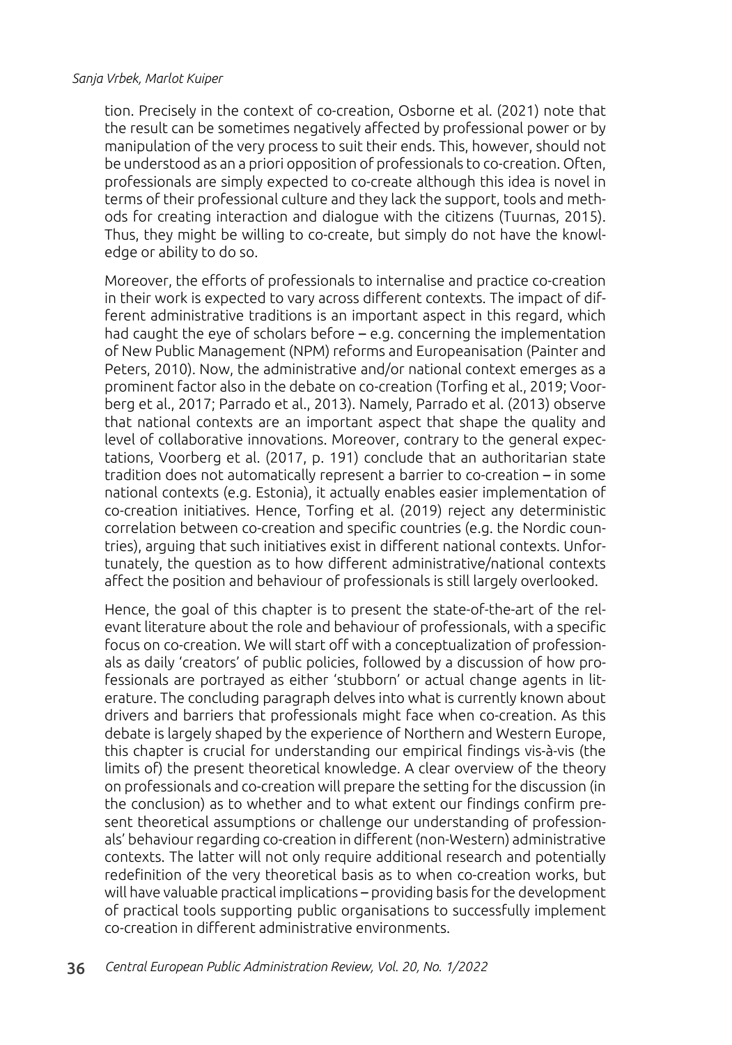tion. Precisely in the context of co-creation, Osborne et al. (2021) note that the result can be sometimes negatively affected by professional power or by manipulation of the very process to suit their ends. This, however, should not be understood as an a priori opposition of professionals to co-creation. Often, professionals are simply expected to co-create although this idea is novel in terms of their professional culture and they lack the support, tools and methods for creating interaction and dialogue with the citizens (Tuurnas, 2015). Thus, they might be willing to co-create, but simply do not have the knowledge or ability to do so.

Moreover, the efforts of professionals to internalise and practice co-creation in their work is expected to vary across different contexts. The impact of different administrative traditions is an important aspect in this regard, which had caught the eye of scholars before – e.g. concerning the implementation of New Public Management (NPM) reforms and Europeanisation (Painter and Peters, 2010). Now, the administrative and/or national context emerges as a prominent factor also in the debate on co-creation (Torfing et al., 2019; Voorberg et al., 2017; Parrado et al., 2013). Namely, Parrado et al. (2013) observe that national contexts are an important aspect that shape the quality and level of collaborative innovations. Moreover, contrary to the general expectations, Voorberg et al. (2017, p. 191) conclude that an authoritarian state tradition does not automatically represent a barrier to co-creation – in some national contexts (e.g. Estonia), it actually enables easier implementation of co-creation initiatives. Hence, Torfing et al. (2019) reject any deterministic correlation between co-creation and specific countries (e.g. the Nordic countries), arguing that such initiatives exist in different national contexts. Unfortunately, the question as to how different administrative/national contexts affect the position and behaviour of professionals is still largely overlooked.

Hence, the goal of this chapter is to present the state-of-the-art of the relevant literature about the role and behaviour of professionals, with a specific focus on co-creation. We will start off with a conceptualization of professionals as daily 'creators' of public policies, followed by a discussion of how professionals are portrayed as either 'stubborn' or actual change agents in literature. The concluding paragraph delves into what is currently known about drivers and barriers that professionals might face when co-creation. As this debate is largely shaped by the experience of Northern and Western Europe, this chapter is crucial for understanding our empirical findings vis-à-vis (the limits of) the present theoretical knowledge. A clear overview of the theory on professionals and co-creation will prepare the setting for the discussion (in the conclusion) as to whether and to what extent our findings confirm present theoretical assumptions or challenge our understanding of professionals' behaviour regarding co-creation in different (non-Western) administrative contexts. The latter will not only require additional research and potentially redefinition of the very theoretical basis as to when co-creation works, but will have valuable practical implications – providing basis for the development of practical tools supporting public organisations to successfully implement co-creation in different administrative environments.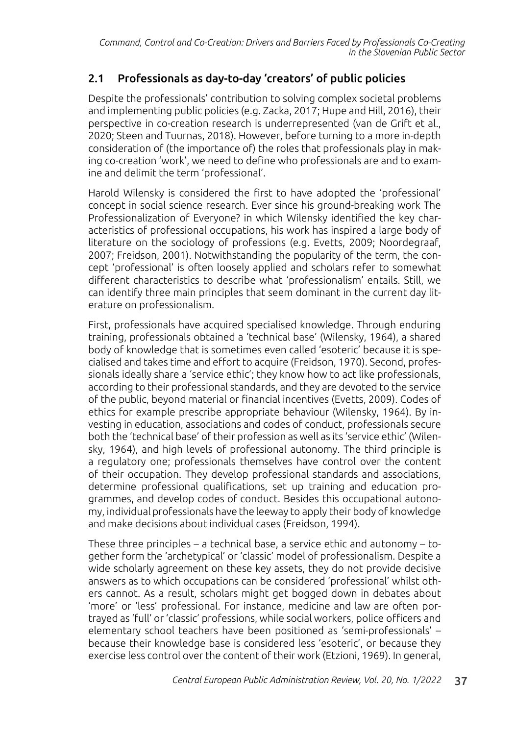## 2.1 Professionals as day-to-day 'creators' of public policies

Despite the professionals' contribution to solving complex societal problems and implementing public policies (e.g. Zacka, 2017; Hupe and Hill, 2016), their perspective in co-creation research is underrepresented (van de Grift et al., 2020; Steen and Tuurnas, 2018). However, before turning to a more in-depth consideration of (the importance of) the roles that professionals play in making co-creation 'work', we need to define who professionals are and to examine and delimit the term 'professional'.

Harold Wilensky is considered the first to have adopted the 'professional' concept in social science research. Ever since his ground-breaking work The Professionalization of Everyone? in which Wilensky identified the key characteristics of professional occupations, his work has inspired a large body of literature on the sociology of professions (e.g. Evetts, 2009; Noordegraaf, 2007; Freidson, 2001). Notwithstanding the popularity of the term, the concept 'professional' is often loosely applied and scholars refer to somewhat different characteristics to describe what 'professionalism' entails. Still, we can identify three main principles that seem dominant in the current day literature on professionalism.

First, professionals have acquired specialised knowledge. Through enduring training, professionals obtained a 'technical base' (Wilensky, 1964), a shared body of knowledge that is sometimes even called 'esoteric' because it is specialised and takes time and effort to acquire (Freidson, 1970). Second, professionals ideally share a 'service ethic'; they know how to act like professionals, according to their professional standards, and they are devoted to the service of the public, beyond material or financial incentives (Evetts, 2009). Codes of ethics for example prescribe appropriate behaviour (Wilensky, 1964). By investing in education, associations and codes of conduct, professionals secure both the 'technical base' of their profession as well as its 'service ethic' (Wilensky, 1964), and high levels of professional autonomy. The third principle is a regulatory one; professionals themselves have control over the content of their occupation. They develop professional standards and associations, determine professional qualifications, set up training and education programmes, and develop codes of conduct. Besides this occupational autonomy, individual professionals have the leeway to apply their body of knowledge and make decisions about individual cases (Freidson, 1994).

These three principles – a technical base, a service ethic and autonomy – together form the 'archetypical' or 'classic' model of professionalism. Despite a wide scholarly agreement on these key assets, they do not provide decisive answers as to which occupations can be considered 'professional' whilst others cannot. As a result, scholars might get bogged down in debates about 'more' or 'less' professional. For instance, medicine and law are often portrayed as 'full' or 'classic' professions, while social workers, police officers and elementary school teachers have been positioned as 'semi-professionals' – because their knowledge base is considered less 'esoteric', or because they exercise less control over the content of their work (Etzioni, 1969). In general,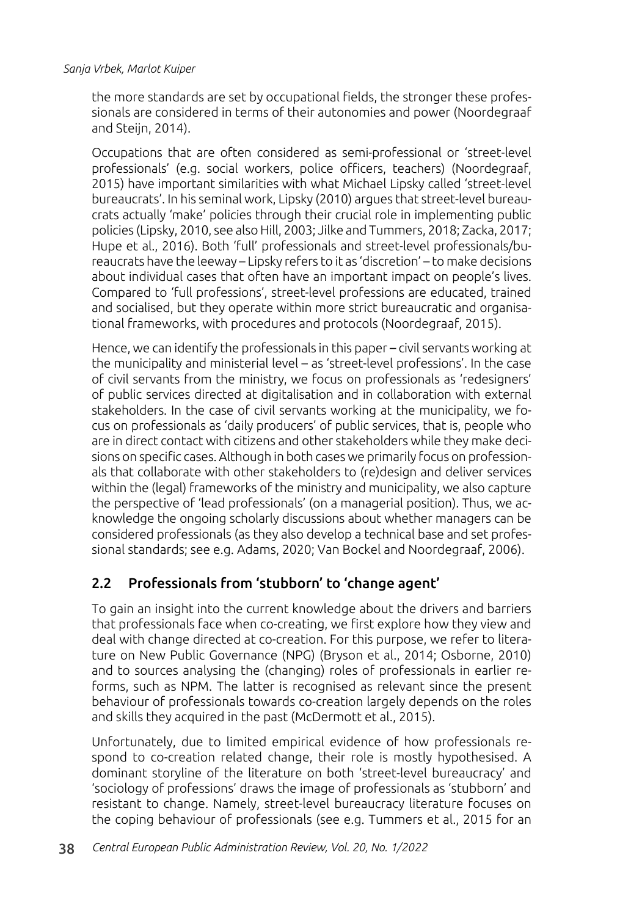the more standards are set by occupational fields, the stronger these professionals are considered in terms of their autonomies and power (Noordegraaf and Steijn, 2014).

Occupations that are often considered as semi-professional or 'street-level professionals' (e.g. social workers, police officers, teachers) (Noordegraaf, 2015) have important similarities with what Michael Lipsky called 'street-level bureaucrats'. In his seminal work, Lipsky (2010) argues that street-level bureaucrats actually 'make' policies through their crucial role in implementing public policies (Lipsky, 2010, see also Hill, 2003; Jilke and Tummers, 2018; Zacka, 2017; Hupe et al., 2016). Both 'full' professionals and street-level professionals/bureaucrats have the leeway – Lipsky refers to it as 'discretion' – to make decisions about individual cases that often have an important impact on people's lives. Compared to 'full professions', street-level professions are educated, trained and socialised, but they operate within more strict bureaucratic and organisational frameworks, with procedures and protocols (Noordegraaf, 2015).

Hence, we can identify the professionals in this paper – civil servants working at the municipality and ministerial level – as 'street-level professions'. In the case of civil servants from the ministry, we focus on professionals as 'redesigners' of public services directed at digitalisation and in collaboration with external stakeholders. In the case of civil servants working at the municipality, we focus on professionals as 'daily producers' of public services, that is, people who are in direct contact with citizens and other stakeholders while they make decisions on specific cases. Although in both cases we primarily focus on professionals that collaborate with other stakeholders to (re)design and deliver services within the (legal) frameworks of the ministry and municipality, we also capture the perspective of 'lead professionals' (on a managerial position). Thus, we acknowledge the ongoing scholarly discussions about whether managers can be considered professionals (as they also develop a technical base and set professional standards; see e.g. Adams, 2020; Van Bockel and Noordegraaf, 2006).

## 2.2 Professionals from 'stubborn' to 'change agent'

To gain an insight into the current knowledge about the drivers and barriers that professionals face when co-creating, we first explore how they view and deal with change directed at co-creation. For this purpose, we refer to literature on New Public Governance (NPG) (Bryson et al., 2014; Osborne, 2010) and to sources analysing the (changing) roles of professionals in earlier reforms, such as NPM. The latter is recognised as relevant since the present behaviour of professionals towards co-creation largely depends on the roles and skills they acquired in the past (McDermott et al., 2015).

Unfortunately, due to limited empirical evidence of how professionals respond to co-creation related change, their role is mostly hypothesised. A dominant storyline of the literature on both 'street-level bureaucracy' and 'sociology of professions' draws the image of professionals as 'stubborn' and resistant to change. Namely, street-level bureaucracy literature focuses on the coping behaviour of professionals (see e.g. Tummers et al., 2015 for an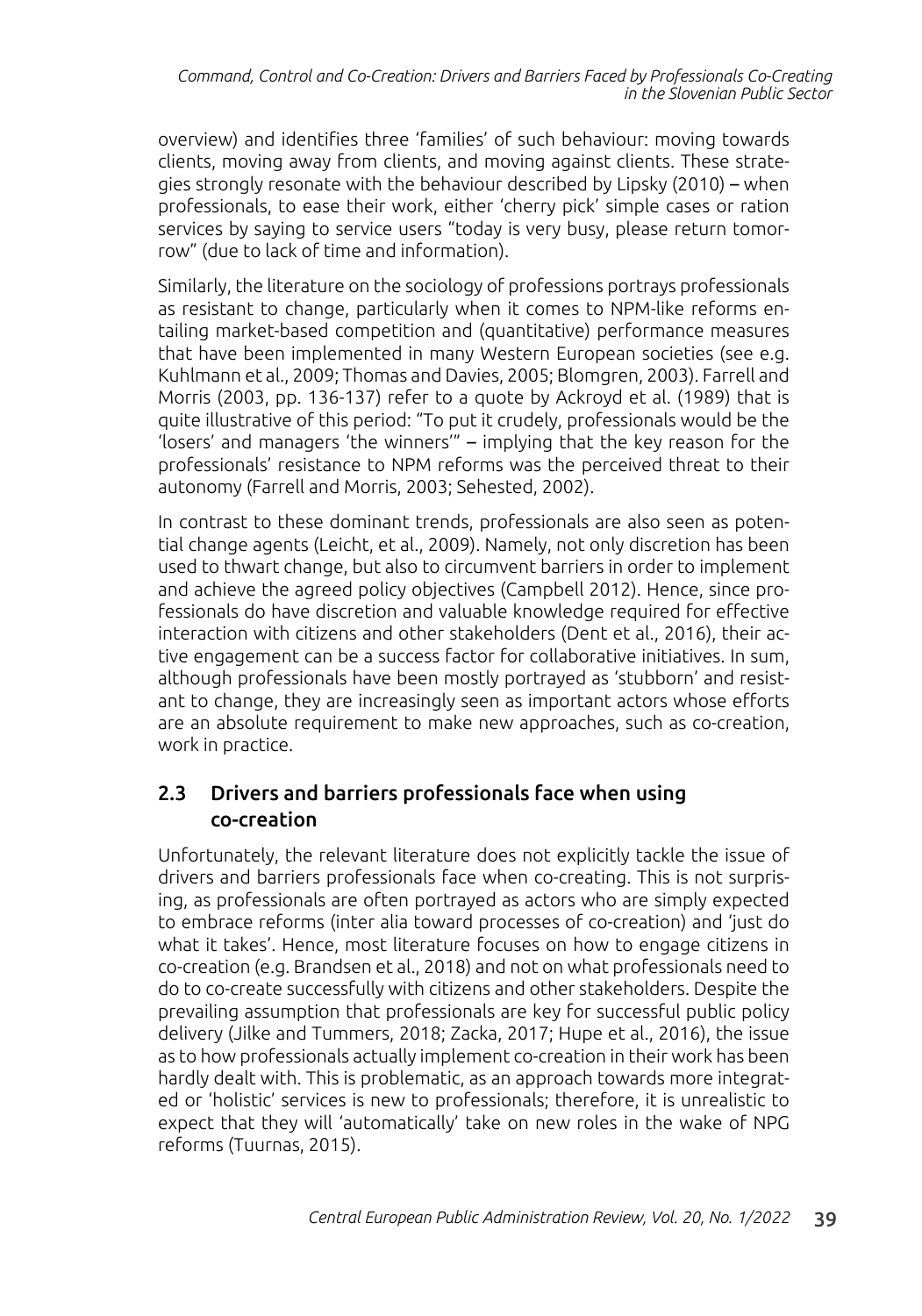overview) and identifies three 'families' of such behaviour: moving towards clients, moving away from clients, and moving against clients. These strategies strongly resonate with the behaviour described by Lipsky (2010) – when professionals, to ease their work, either 'cherry pick' simple cases or ration services by saying to service users "today is very busy, please return tomorrow" (due to lack of time and information).

Similarly, the literature on the sociology of professions portrays professionals as resistant to change, particularly when it comes to NPM-like reforms entailing market-based competition and (quantitative) performance measures that have been implemented in many Western European societies (see e.g. Kuhlmann et al., 2009; Thomas and Davies, 2005; Blomgren, 2003). Farrell and Morris (2003, pp. 136-137) refer to a quote by Ackroyd et al. (1989) that is quite illustrative of this period: "To put it crudely, professionals would be the 'losers' and managers 'the winners'" – implying that the key reason for the professionals' resistance to NPM reforms was the perceived threat to their autonomy (Farrell and Morris, 2003; Sehested, 2002).

In contrast to these dominant trends, professionals are also seen as potential change agents (Leicht, et al., 2009). Namely, not only discretion has been used to thwart change, but also to circumvent barriers in order to implement and achieve the agreed policy objectives (Campbell 2012). Hence, since professionals do have discretion and valuable knowledge required for effective interaction with citizens and other stakeholders (Dent et al., 2016), their active engagement can be a success factor for collaborative initiatives. In sum, although professionals have been mostly portrayed as 'stubborn' and resistant to change, they are increasingly seen as important actors whose efforts are an absolute requirement to make new approaches, such as co-creation, work in practice.

### 2.3 Drivers and barriers professionals face when using co-creation

Unfortunately, the relevant literature does not explicitly tackle the issue of drivers and barriers professionals face when co-creating. This is not surprising, as professionals are often portrayed as actors who are simply expected to embrace reforms (inter alia toward processes of co-creation) and 'just do what it takes'. Hence, most literature focuses on how to engage citizens in co-creation (e.g. Brandsen et al., 2018) and not on what professionals need to do to co-create successfully with citizens and other stakeholders. Despite the prevailing assumption that professionals are key for successful public policy delivery (Jilke and Tummers, 2018; Zacka, 2017; Hupe et al., 2016), the issue as to how professionals actually implement co-creation in their work has been hardly dealt with. This is problematic, as an approach towards more integrated or 'holistic' services is new to professionals; therefore, it is unrealistic to expect that they will 'automatically' take on new roles in the wake of NPG reforms (Tuurnas, 2015).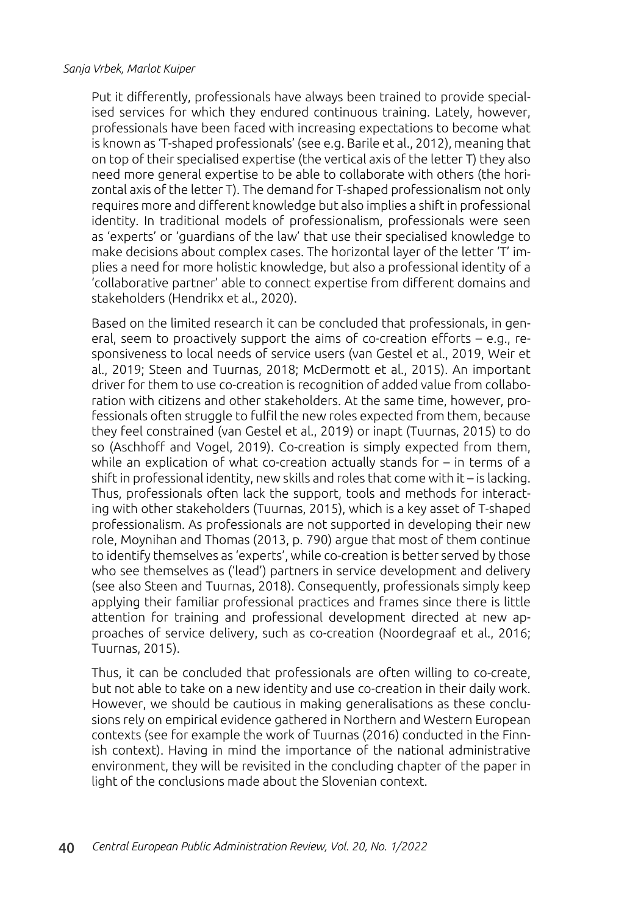Put it differently, professionals have always been trained to provide specialised services for which they endured continuous training. Lately, however, professionals have been faced with increasing expectations to become what is known as 'T-shaped professionals' (see e.g. Barile et al., 2012), meaning that on top of their specialised expertise (the vertical axis of the letter T) they also need more general expertise to be able to collaborate with others (the horizontal axis of the letter T). The demand for T-shaped professionalism not only requires more and different knowledge but also implies a shift in professional identity. In traditional models of professionalism, professionals were seen as 'experts' or 'guardians of the law' that use their specialised knowledge to make decisions about complex cases. The horizontal layer of the letter 'T' implies a need for more holistic knowledge, but also a professional identity of a 'collaborative partner' able to connect expertise from different domains and stakeholders (Hendrikx et al., 2020).

Based on the limited research it can be concluded that professionals, in general, seem to proactively support the aims of co-creation efforts – e.g., responsiveness to local needs of service users (van Gestel et al., 2019, Weir et al., 2019; Steen and Tuurnas, 2018; McDermott et al., 2015). An important driver for them to use co-creation is recognition of added value from collaboration with citizens and other stakeholders. At the same time, however, professionals often struggle to fulfil the new roles expected from them, because they feel constrained (van Gestel et al., 2019) or inapt (Tuurnas, 2015) to do so (Aschhoff and Vogel, 2019). Co-creation is simply expected from them, while an explication of what co-creation actually stands for – in terms of a shift in professional identity, new skills and roles that come with it – is lacking. Thus, professionals often lack the support, tools and methods for interacting with other stakeholders (Tuurnas, 2015), which is a key asset of T-shaped professionalism. As professionals are not supported in developing their new role, Moynihan and Thomas (2013, p. 790) argue that most of them continue to identify themselves as 'experts', while co-creation is better served by those who see themselves as ('lead') partners in service development and delivery (see also Steen and Tuurnas, 2018). Consequently, professionals simply keep applying their familiar professional practices and frames since there is little attention for training and professional development directed at new approaches of service delivery, such as co-creation (Noordegraaf et al., 2016; Tuurnas, 2015).

Thus, it can be concluded that professionals are often willing to co-create, but not able to take on a new identity and use co-creation in their daily work. However, we should be cautious in making generalisations as these conclusions rely on empirical evidence gathered in Northern and Western European contexts (see for example the work of Tuurnas (2016) conducted in the Finnish context). Having in mind the importance of the national administrative environment, they will be revisited in the concluding chapter of the paper in light of the conclusions made about the Slovenian context.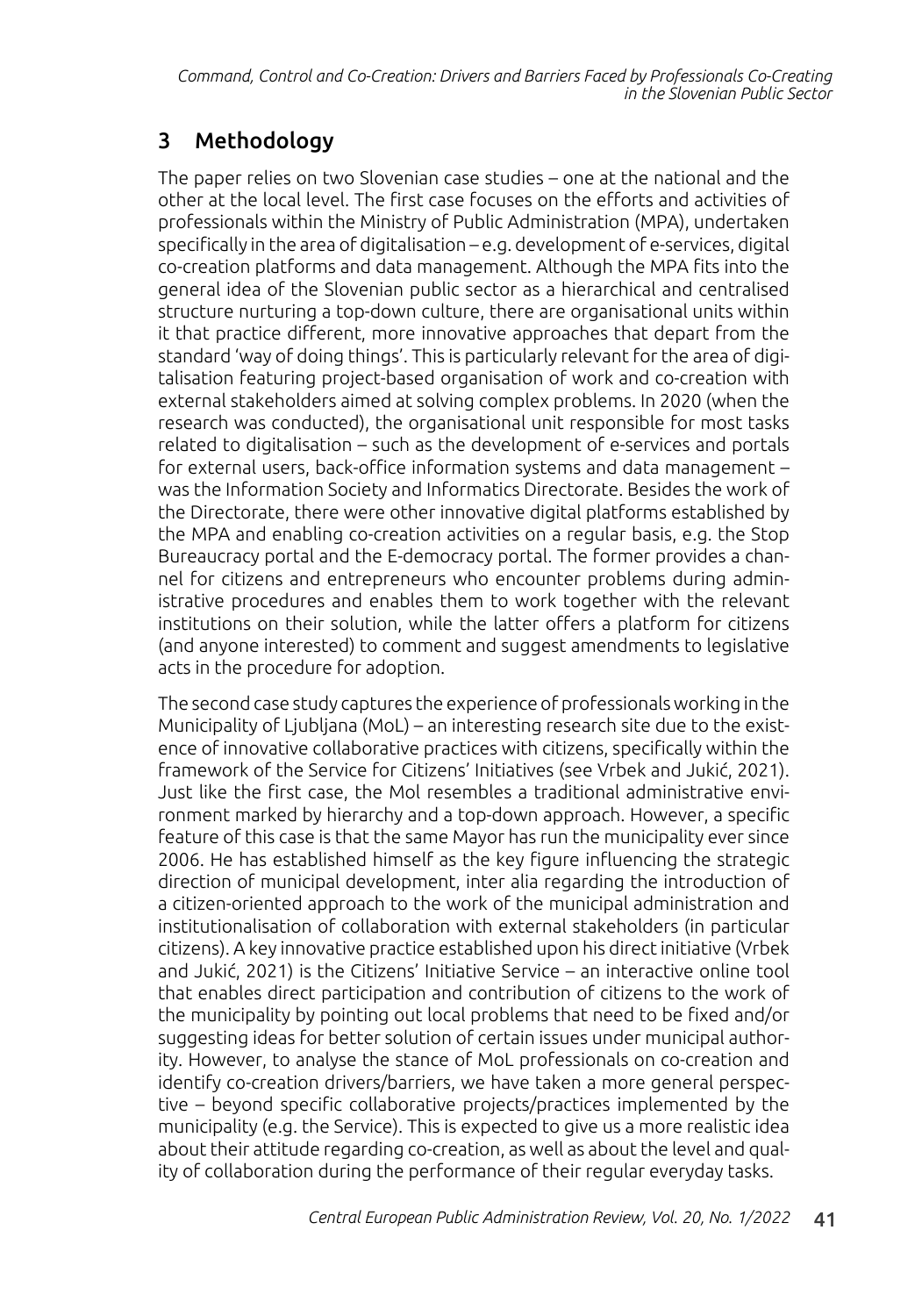## 3 Methodology

The paper relies on two Slovenian case studies – one at the national and the other at the local level. The first case focuses on the efforts and activities of professionals within the Ministry of Public Administration (MPA), undertaken specifically in the area of digitalisation – e.g. development of e-services, digital co-creation platforms and data management. Although the MPA fits into the general idea of the Slovenian public sector as a hierarchical and centralised structure nurturing a top-down culture, there are organisational units within it that practice different, more innovative approaches that depart from the standard 'way of doing things'. This is particularly relevant for the area of digitalisation featuring project-based organisation of work and co-creation with external stakeholders aimed at solving complex problems. In 2020 (when the research was conducted), the organisational unit responsible for most tasks related to digitalisation – such as the development of e-services and portals for external users, back-office information systems and data management – was the Information Society and Informatics Directorate. Besides the work of the Directorate, there were other innovative digital platforms established by the MPA and enabling co-creation activities on a regular basis, e.g. the Stop Bureaucracy portal and the E-democracy portal. The former provides a channel for citizens and entrepreneurs who encounter problems during administrative procedures and enables them to work together with the relevant institutions on their solution, while the latter offers a platform for citizens (and anyone interested) to comment and suggest amendments to legislative acts in the procedure for adoption.

The second case study captures the experience of professionals working in the Municipality of Ljubljana (MoL) – an interesting research site due to the existence of innovative collaborative practices with citizens, specifically within the framework of the Service for Citizens' Initiatives (see Vrbek and Jukić, 2021). Just like the first case, the MoL resembles a traditional administrative environment marked by hierarchy and a top-down approach. However, a specific feature of this case is that the same Mayor has run the municipality ever since 2006. He has established himself as the key figure influencing the strategic direction of municipal development, inter alia regarding the introduction of a citizen-oriented approach to the work of the municipal administration and institutionalisation of collaboration with external stakeholders (in particular citizens). A key innovative practice established upon his direct initiative (Vrbek and Jukić, 2021) is the Citizens' Initiative Service – an interactive online tool that enables direct participation and contribution of citizens to the work of the municipality by pointing out local problems that need to be fixed and/or suggesting ideas for better solution of certain issues under municipal authority. However, to analyse the stance of MoL professionals on co-creation and identify co-creation drivers/barriers, we have taken a more general perspective – beyond specific collaborative projects/practices implemented by the municipality (e.g. the Service). This is expected to give us a more realistic idea about their attitude regarding co-creation, as well as about the level and quality of collaboration during the performance of their regular everyday tasks.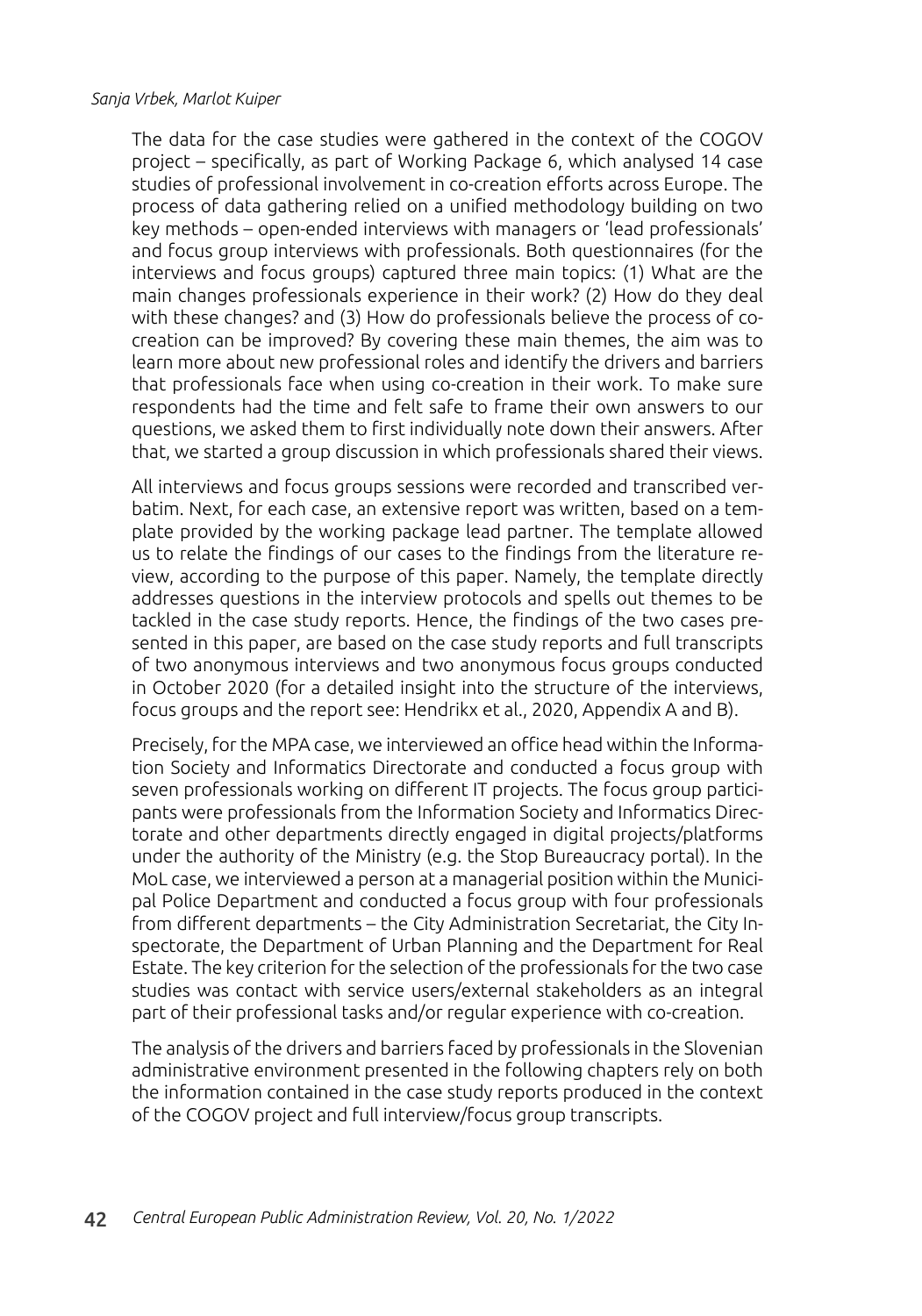The data for the case studies were gathered in the context of the COGOV project – specifically, as part of Working Package 6, which analysed 14 case studies of professional involvement in co-creation efforts across Europe. The process of data gathering relied on a unified methodology building on two key methods – open-ended interviews with managers or 'lead professionals' and focus group interviews with professionals. Both questionnaires (for the interviews and focus groups) captured three main topics: (1) What are the main changes professionals experience in their work? (2) How do they deal with these changes? and (3) How do professionals believe the process of co-creation can be improved? By covering these main themes, the aim was to learn more about new professional roles and identify the drivers and barriers that professionals face when using co-creation in their work. To make sure respondents had the time and felt safe to frame their own answers to our questions, we asked them to first individually note down their answers. After that, we started a group discussion in which professionals shared their views.

All interviews and focus groups sessions were recorded and transcribed verbatim. Next, for each case, an extensive report was written, based on a template provided by the working package lead partner. The template allowed us to relate the findings of our cases to the findings from the literature review, according to the purpose of this paper. Namely, the template directly addresses questions in the interview protocols and spells out themes to be tackled in the case study reports. Hence, the findings of the two cases presented in this paper, are based on the case study reports and full transcripts of two anonymous interviews and two anonymous focus groups conducted in October 2020 (for a detailed insight into the structure of the interviews, focus groups and the report see: Hendrikx et al., 2020, Appendix A and B).

Precisely, for the MPA case, we interviewed an office head within the Information Society and Informatics Directorate and conducted a focus group with seven professionals working on different IT projects. The focus group participants were professionals from the Information Society and Informatics Directorate and other departments directly engaged in digital projects/platforms under the authority of the Ministry (e.g. the Stop Bureaucracy portal). In the MoL case, we interviewed a person at a managerial position within the Municipal Police Department and conducted a focus group with four professionals from different departments – the City Administration Secretariat, the City Inspectorate, the Department of Urban Planning and the Department for Real Estate. The key criterion for the selection of the professionals for the two case studies was contact with service users/external stakeholders as an integral part of their professional tasks and/or regular experience with co-creation.

The analysis of the drivers and barriers faced by professionals in the Slovenian administrative environment presented in the following chapters rely on both the information contained in the case study reports produced in the context of the COGOV project and full interview/focus group transcripts.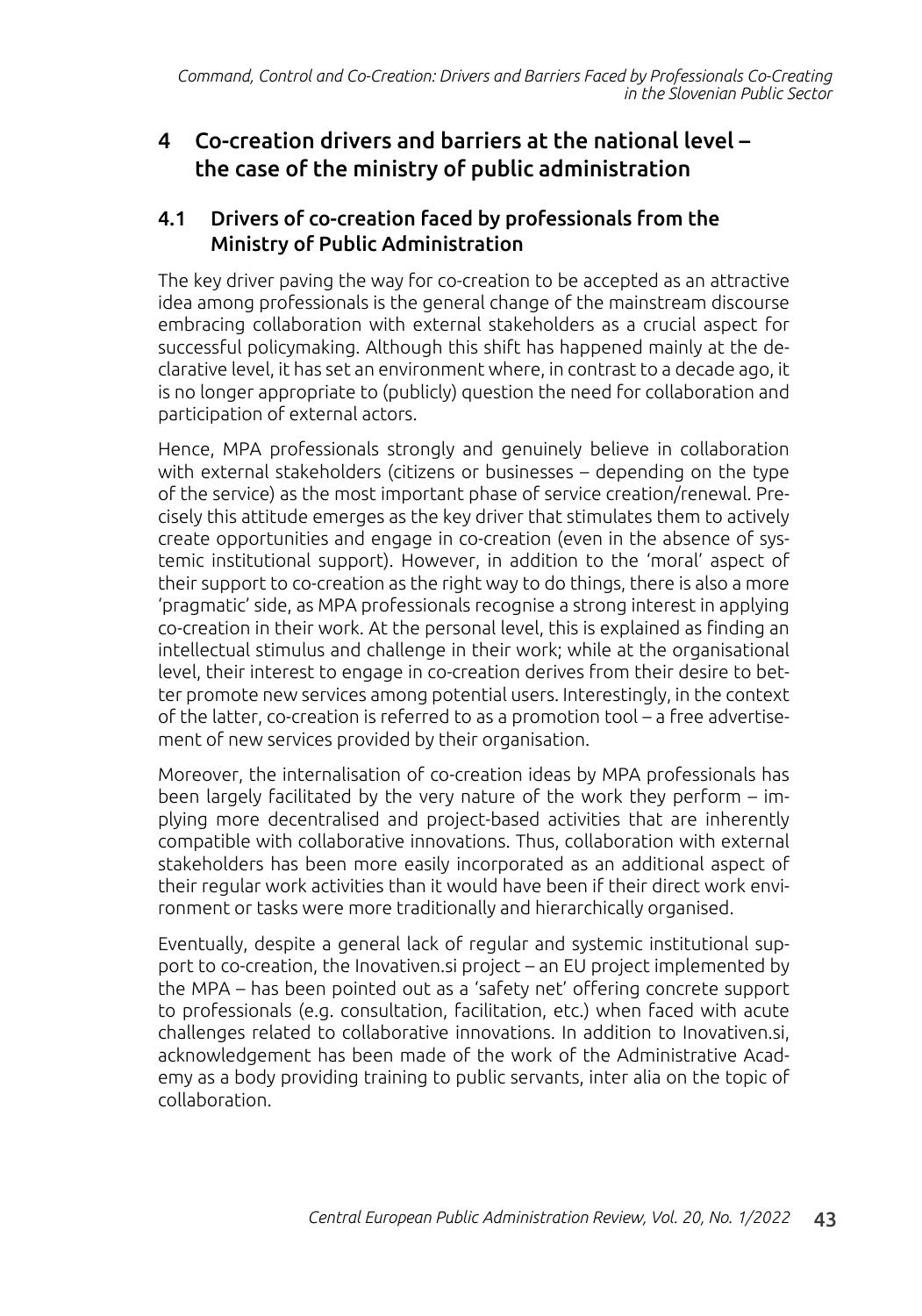## 4 Co-creation drivers and barriers at the national level – the case of the ministry of public administration

### 4.1 Drivers of co-creation faced by professionals from the Ministry of Public Administration

The key driver paving the way for co-creation to be accepted as an attractive idea among professionals is the general change of the mainstream discourse embracing collaboration with external stakeholders as a crucial aspect for successful policymaking. Although this shift has happened mainly at the declarative level, it has set an environment where, in contrast to a decade ago, it is no longer appropriate to (publicly) question the need for collaboration and participation of external actors.

Hence, MPA professionals strongly and genuinely believe in collaboration with external stakeholders (citizens or businesses – depending on the type of the service) as the most important phase of service creation/renewal. Precisely this attitude emerges as the key driver that stimulates them to actively create opportunities and engage in co-creation (even in the absence of systemic institutional support). However, in addition to the 'moral' aspect of their support to co-creation as the right way to do things, there is also a more 'pragmatic' side, as MPA professionals recognise a strong interest in applying co-creation in their work. At the personal level, this is explained as finding an intellectual stimulus and challenge in their work; while at the organisational level, their interest to engage in co-creation derives from their desire to better promote new services among potential users. Interestingly, in the context of the latter, co-creation is referred to as a promotion tool – a free advertisement of new services provided by their organisation.

Moreover, the internalisation of co-creation ideas by MPA professionals has been largely facilitated by the very nature of the work they perform – implying more decentralised and project-based activities that are inherently compatible with collaborative innovations. Thus, collaboration with external stakeholders has been more easily incorporated as an additional aspect of their regular work activities than it would have been if their direct work environment or tasks were more traditionally and hierarchically organised.

Eventually, despite a general lack of regular and systemic institutional support to co-creation, the Inovativen.si project – an EU project implemented by the MPA – has been pointed out as a 'safety net' offering concrete support to professionals (e.g. consultation, facilitation, etc.) when faced with acute challenges related to collaborative innovations. In addition to Inovativen.si, acknowledgement has been made of the work of the Administrative Academy as a body providing training to public servants, inter alia on the topic of collaboration.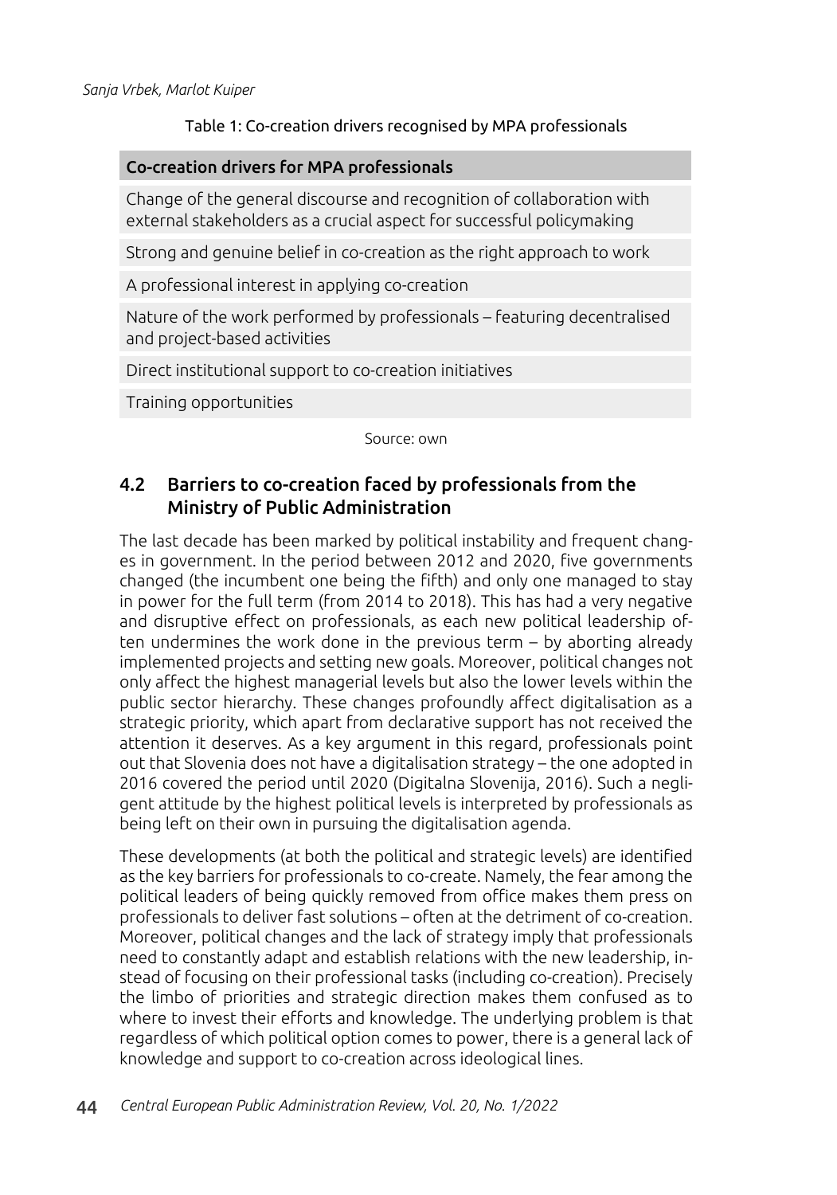Table 1: Co-creation drivers recognised by MPA professionals

| Co-creation drivers for MPA professionals |
|---|
| Change of the general discourse and recognition of collaboration with external stakeholders as a crucial aspect for successful policymaking |
| Strong and genuine belief in co-creation as the right approach to work |
| A professional interest in applying co-creation |
| Nature of the work performed by professionals – featuring decentralised and project-based activities |
| Direct institutional support to co-creation initiatives |
| Training opportunities |

Source: own

## 4.2 Barriers to co-creation faced by professionals from the Ministry of Public Administration

The last decade has been marked by political instability and frequent changes in government. In the period between 2012 and 2020, five governments changed (the incumbent one being the fifth) and only one managed to stay in power for the full term (from 2014 to 2018). This has had a very negative and disruptive effect on professionals, as each new political leadership often undermines the work done in the previous term – by aborting already implemented projects and setting new goals. Moreover, political changes not only affect the highest managerial levels but also the lower levels within the public sector hierarchy. These changes profoundly affect digitalisation as a strategic priority, which apart from declarative support has not received the attention it deserves. As a key argument in this regard, professionals point out that Slovenia does not have a digitalisation strategy – the one adopted in 2016 covered the period until 2020 (Digitalna Slovenija, 2016). Such a negligent attitude by the highest political levels is interpreted by professionals as being left on their own in pursuing the digitalisation agenda.

These developments (at both the political and strategic levels) are identified as the key barriers for professionals to co-create. Namely, the fear among the political leaders of being quickly removed from office makes them press on professionals to deliver fast solutions – often at the detriment of co-creation. Moreover, political changes and the lack of strategy imply that professionals need to constantly adapt and establish relations with the new leadership, instead of focusing on their professional tasks (including co-creation). Precisely the limbo of priorities and strategic direction makes them confused as to where to invest their efforts and knowledge. The underlying problem is that regardless of which political option comes to power, there is a general lack of knowledge and support to co-creation across ideological lines.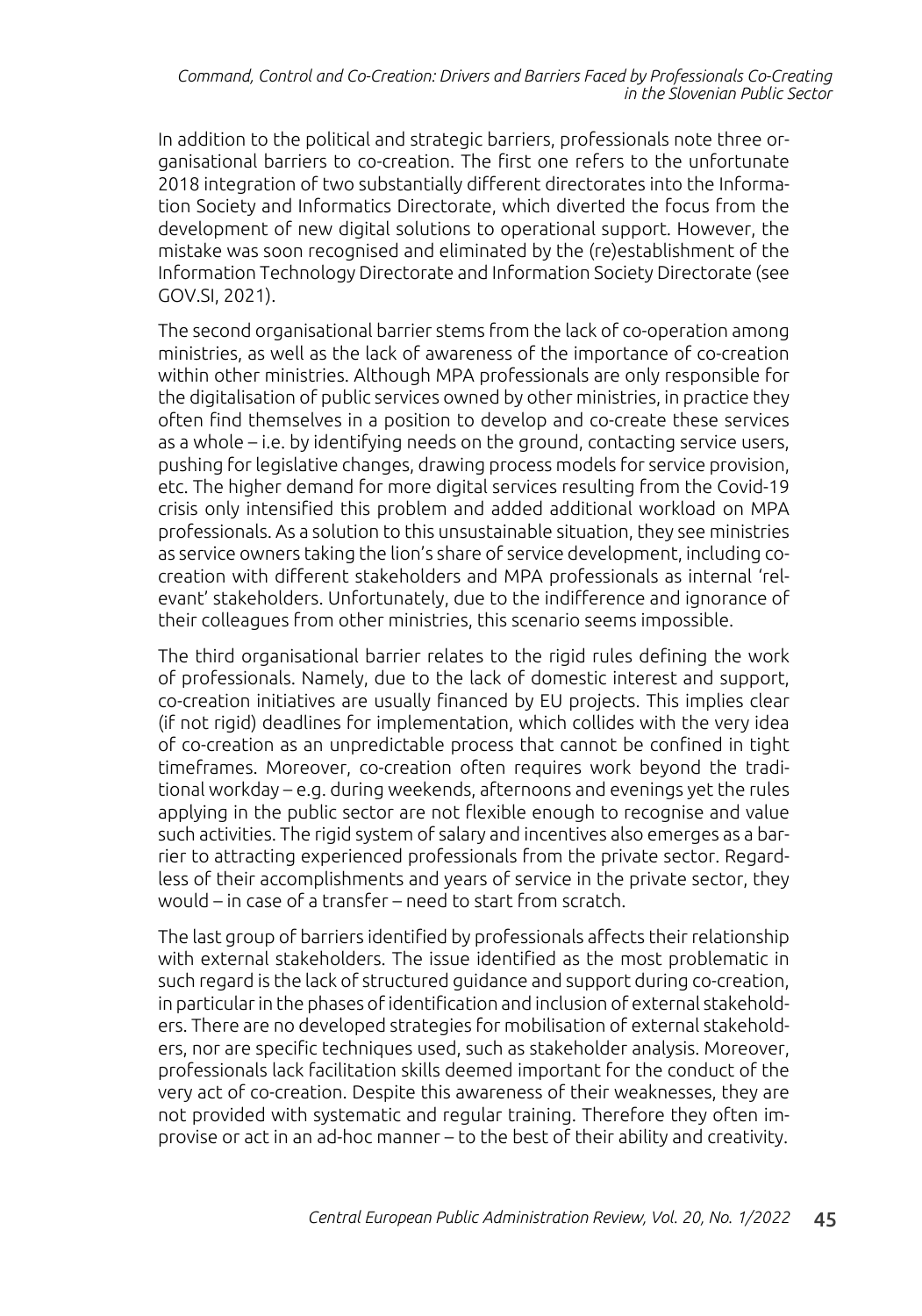In addition to the political and strategic barriers, professionals note three organisational barriers to co-creation. The first one refers to the unfortunate 2018 integration of two substantially different directorates into the Information Society and Informatics Directorate, which diverted the focus from the development of new digital solutions to operational support. However, the mistake was soon recognised and eliminated by the (re)establishment of the Information Technology Directorate and Information Society Directorate (see GOV.SI, 2021).

The second organisational barrier stems from the lack of co-operation among ministries, as well as the lack of awareness of the importance of co-creation within other ministries. Although MPA professionals are only responsible for the digitalisation of public services owned by other ministries, in practice they often find themselves in a position to develop and co-create these services as a whole – i.e. by identifying needs on the ground, contacting service users, pushing for legislative changes, drawing process models for service provision, etc. The higher demand for more digital services resulting from the Covid-19 crisis only intensified this problem and added additional workload on MPA professionals. As a solution to this unsustainable situation, they see ministries as service owners taking the lion's share of service development, including co-creation with different stakeholders and MPA professionals as internal 'relevant' stakeholders. Unfortunately, due to the indifference and ignorance of their colleagues from other ministries, this scenario seems impossible.

The third organisational barrier relates to the rigid rules defining the work of professionals. Namely, due to the lack of domestic interest and support, co-creation initiatives are usually financed by EU projects. This implies clear (if not rigid) deadlines for implementation, which collides with the very idea of co-creation as an unpredictable process that cannot be confined in tight timeframes. Moreover, co-creation often requires work beyond the traditional workday – e.g. during weekends, afternoons and evenings yet the rules applying in the public sector are not flexible enough to recognise and value such activities. The rigid system of salary and incentives also emerges as a barrier to attracting experienced professionals from the private sector. Regardless of their accomplishments and years of service in the private sector, they would – in case of a transfer – need to start from scratch.

The last group of barriers identified by professionals affects their relationship with external stakeholders. The issue identified as the most problematic in such regard is the lack of structured guidance and support during co-creation, in particular in the phases of identification and inclusion of external stakeholders. There are no developed strategies for mobilisation of external stakeholders, nor are specific techniques used, such as stakeholder analysis. Moreover, professionals lack facilitation skills deemed important for the conduct of the very act of co-creation. Despite this awareness of their weaknesses, they are not provided with systematic and regular training. Therefore they often improvise or act in an ad-hoc manner – to the best of their ability and creativity.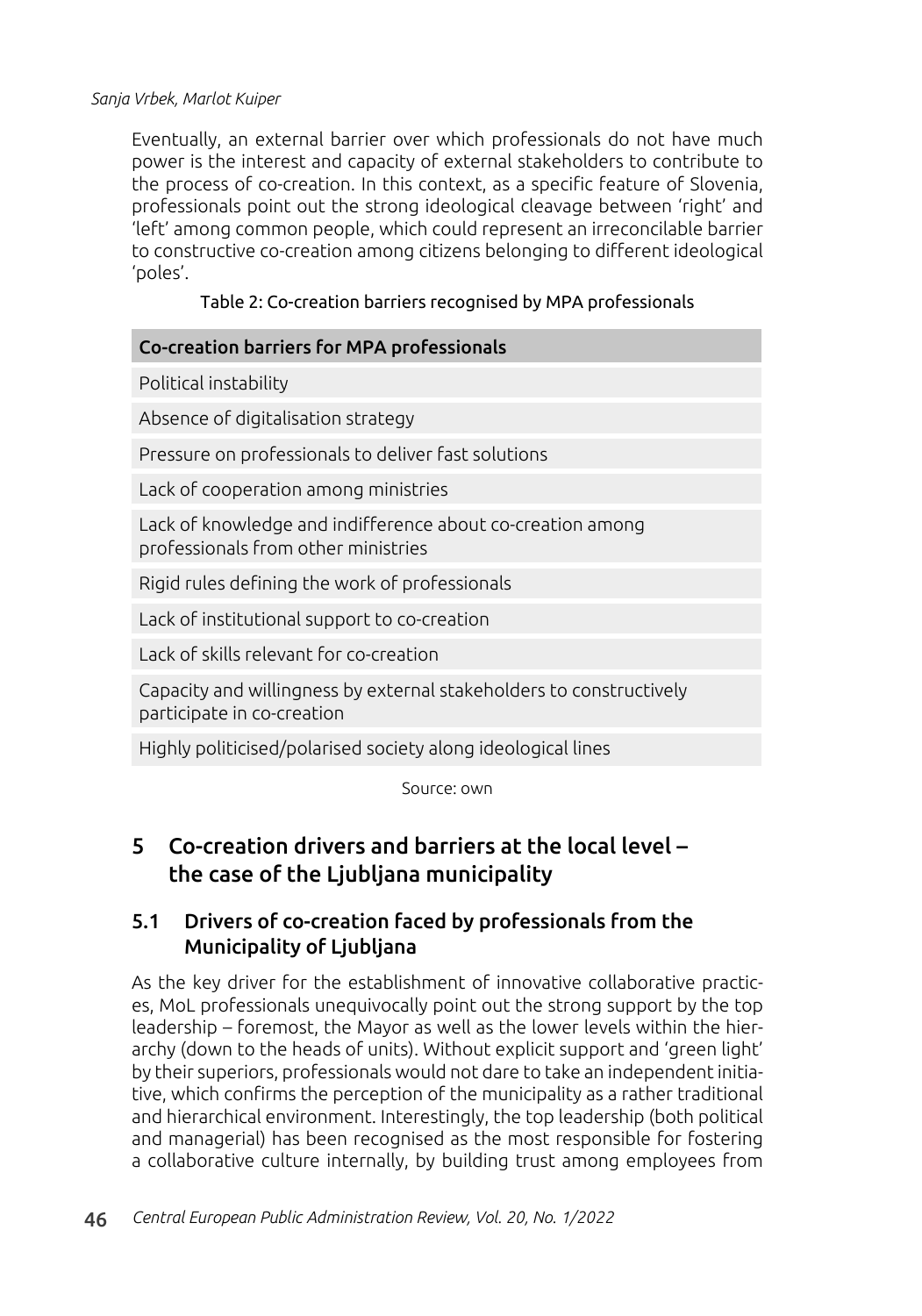Eventually, an external barrier over which professionals do not have much power is the interest and capacity of external stakeholders to contribute to the process of co-creation. In this context, as a specific feature of Slovenia, professionals point out the strong ideological cleavage between 'right' and 'left' among common people, which could represent an irreconcilable barrier to constructive co-creation among citizens belonging to different ideological 'poles'.

Table 2: Co-creation barriers recognised by MPA professionals

| Co-creation barriers for MPA professionals |
| --- |
| Political instability |
| Absence of digitalisation strategy |
| Pressure on professionals to deliver fast solutions |
| Lack of cooperation among ministries |
| Lack of knowledge and indifference about co-creation among professionals from other ministries |
| Rigid rules defining the work of professionals |
| Lack of institutional support to co-creation |
| Lack of skills relevant for co-creation |
| Capacity and willingness by external stakeholders to constructively participate in co-creation |
| Highly politicised/polarised society along ideological lines |

Source: own

## 5 Co-creation drivers and barriers at the local level – the case of the Ljubljana municipality

### 5.1 Drivers of co-creation faced by professionals from the Municipality of Ljubljana

As the key driver for the establishment of innovative collaborative practices, MoL professionals unequivocally point out the strong support by the top leadership – foremost, the Mayor as well as the lower levels within the hierarchy (down to the heads of units). Without explicit support and 'green light' by their superiors, professionals would not dare to take an independent initiative, which confirms the perception of the municipality as a rather traditional and hierarchical environment. Interestingly, the top leadership (both political and managerial) has been recognised as the most responsible for fostering a collaborative culture internally, by building trust among employees from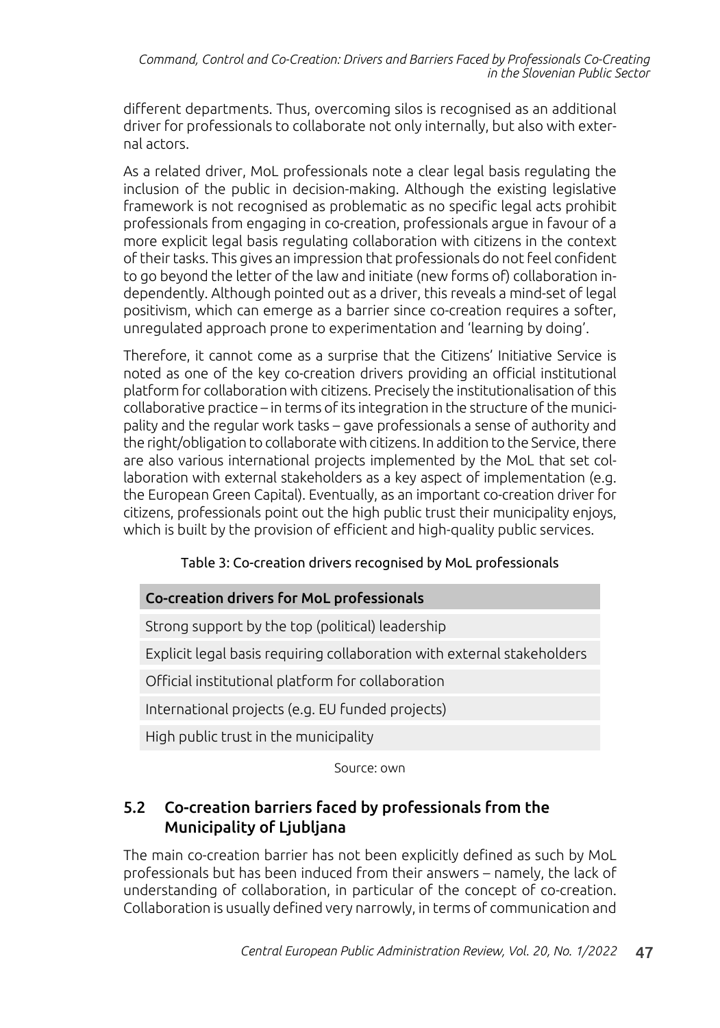different departments. Thus, overcoming silos is recognised as an additional driver for professionals to collaborate not only internally, but also with external actors.

As a related driver, MoL professionals note a clear legal basis regulating the inclusion of the public in decision-making. Although the existing legislative framework is not recognised as problematic as no specific legal acts prohibit professionals from engaging in co-creation, professionals argue in favour of a more explicit legal basis regulating collaboration with citizens in the context of their tasks. This gives an impression that professionals do not feel confident to go beyond the letter of the law and initiate (new forms of) collaboration independently. Although pointed out as a driver, this reveals a mind-set of legal positivism, which can emerge as a barrier since co-creation requires a softer, unregulated approach prone to experimentation and 'learning by doing'.

Therefore, it cannot come as a surprise that the Citizens' Initiative Service is noted as one of the key co-creation drivers providing an official institutional platform for collaboration with citizens. Precisely the institutionalisation of this collaborative practice – in terms of its integration in the structure of the municipality and the regular work tasks – gave professionals a sense of authority and the right/obligation to collaborate with citizens. In addition to the Service, there are also various international projects implemented by the MoL that set collaboration with external stakeholders as a key aspect of implementation (e.g. the European Green Capital). Eventually, as an important co-creation driver for citizens, professionals point out the high public trust their municipality enjoys, which is built by the provision of efficient and high-quality public services.

Table 3: Co-creation drivers recognised by MoL professionals

| Co-creation drivers for MoL professionals |
|---|
| Strong support by the top (political) leadership |
| Explicit legal basis requiring collaboration with external stakeholders |
| Official institutional platform for collaboration |
| International projects (e.g. EU funded projects) |
| High public trust in the municipality |

Source: own

## 5.2 Co-creation barriers faced by professionals from the Municipality of Ljubljana

The main co-creation barrier has not been explicitly defined as such by MoL professionals but has been induced from their answers – namely, the lack of understanding of collaboration, in particular of the concept of co-creation. Collaboration is usually defined very narrowly, in terms of communication and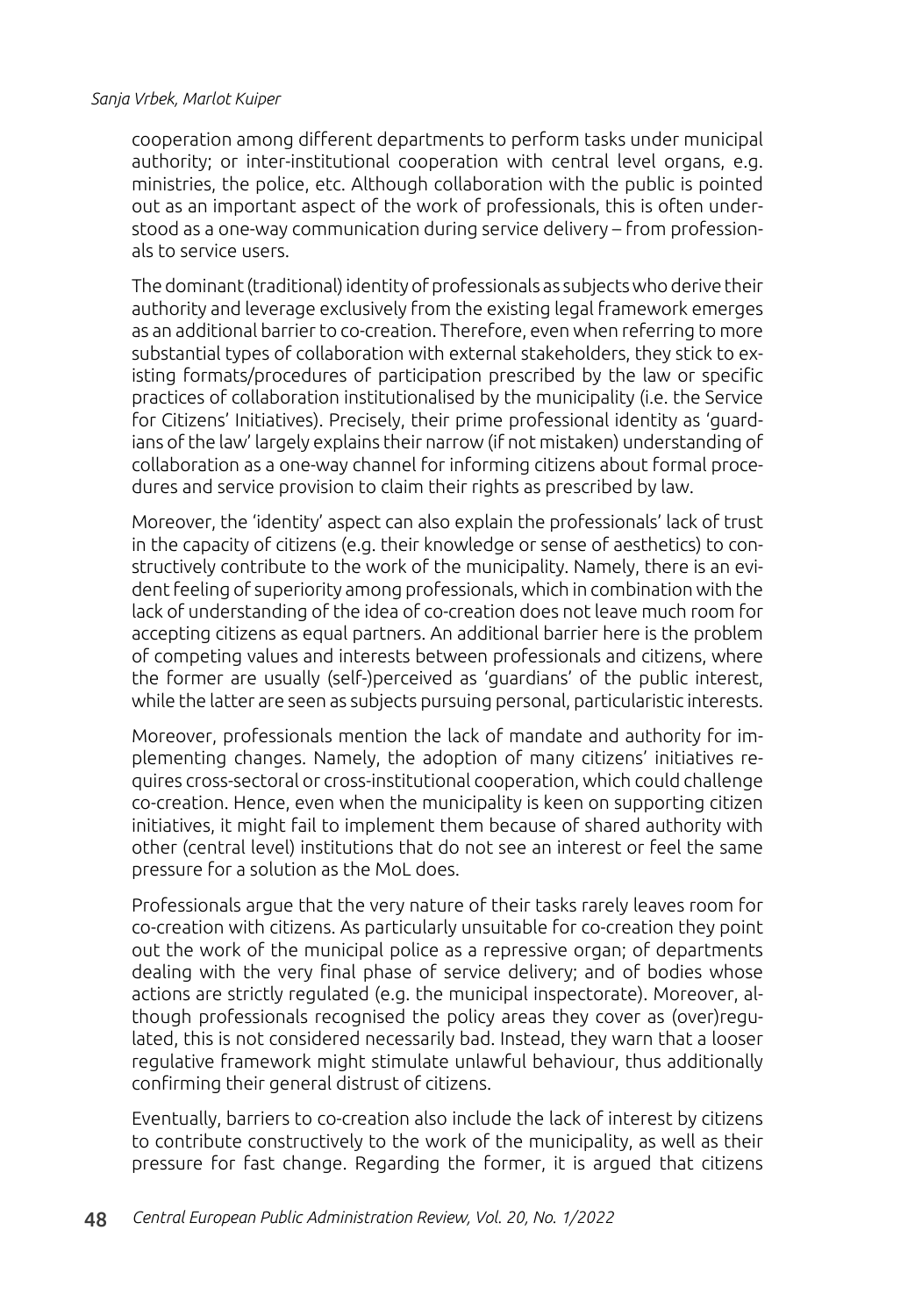cooperation among different departments to perform tasks under municipal authority; or inter-institutional cooperation with central level organs, e.g. ministries, the police, etc. Although collaboration with the public is pointed out as an important aspect of the work of professionals, this is often understood as a one-way communication during service delivery – from professionals to service users.

The dominant (traditional) identity of professionals as subjects who derive their authority and leverage exclusively from the existing legal framework emerges as an additional barrier to co-creation. Therefore, even when referring to more substantial types of collaboration with external stakeholders, they stick to existing formats/procedures of participation prescribed by the law or specific practices of collaboration institutionalised by the municipality (i.e. the Service for Citizens' Initiatives). Precisely, their prime professional identity as 'guardians of the law' largely explains their narrow (if not mistaken) understanding of collaboration as a one-way channel for informing citizens about formal procedures and service provision to claim their rights as prescribed by law.

Moreover, the 'identity' aspect can also explain the professionals' lack of trust in the capacity of citizens (e.g. their knowledge or sense of aesthetics) to constructively contribute to the work of the municipality. Namely, there is an evident feeling of superiority among professionals, which in combination with the lack of understanding of the idea of co-creation does not leave much room for accepting citizens as equal partners. An additional barrier here is the problem of competing values and interests between professionals and citizens, where the former are usually (self-)perceived as 'guardians' of the public interest, while the latter are seen as subjects pursuing personal, particularistic interests.

Moreover, professionals mention the lack of mandate and authority for implementing changes. Namely, the adoption of many citizens' initiatives requires cross-sectoral or cross-institutional cooperation, which could challenge co-creation. Hence, even when the municipality is keen on supporting citizen initiatives, it might fail to implement them because of shared authority with other (central level) institutions that do not see an interest or feel the same pressure for a solution as the MoL does.

Professionals argue that the very nature of their tasks rarely leaves room for co-creation with citizens. As particularly unsuitable for co-creation they point out the work of the municipal police as a repressive organ; of departments dealing with the very final phase of service delivery; and of bodies whose actions are strictly regulated (e.g. the municipal inspectorate). Moreover, although professionals recognised the policy areas they cover as (over)regulated, this is not considered necessarily bad. Instead, they warn that a looser regulative framework might stimulate unlawful behaviour, thus additionally confirming their general distrust of citizens.

Eventually, barriers to co-creation also include the lack of interest by citizens to contribute constructively to the work of the municipality, as well as their pressure for fast change. Regarding the former, it is argued that citizens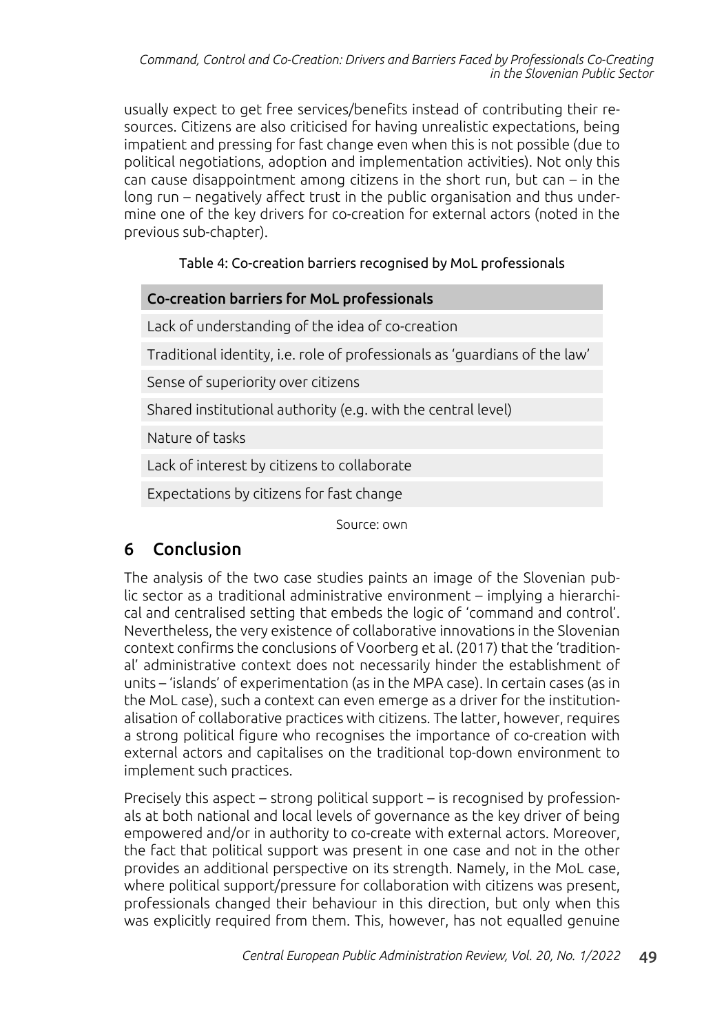usually expect to get free services/benefits instead of contributing their resources. Citizens are also criticised for having unrealistic expectations, being impatient and pressing for fast change even when this is not possible (due to political negotiations, adoption and implementation activities). Not only this can cause disappointment among citizens in the short run, but can – in the long run – negatively affect trust in the public organisation and thus undermine one of the key drivers for co-creation for external actors (noted in the previous sub-chapter).

Table 4: Co-creation barriers recognised by MoL professionals

| Co-creation barriers for MoL professionals |
|---|
| Lack of understanding of the idea of co-creation |
| Traditional identity, i.e. role of professionals as 'guardians of the law' |
| Sense of superiority over citizens |
| Shared institutional authority (e.g. with the central level) |
| Nature of tasks |
| Lack of interest by citizens to collaborate |
| Expectations by citizens for fast change |

Source: own

## 6 Conclusion

The analysis of the two case studies paints an image of the Slovenian public sector as a traditional administrative environment – implying a hierarchical and centralised setting that embeds the logic of 'command and control'. Nevertheless, the very existence of collaborative innovations in the Slovenian context confirms the conclusions of Voorberg et al. (2017) that the 'traditional' administrative context does not necessarily hinder the establishment of units – 'islands' of experimentation (as in the MPA case). In certain cases (as in the MoL case), such a context can even emerge as a driver for the institutionalisation of collaborative practices with citizens. The latter, however, requires a strong political figure who recognises the importance of co-creation with external actors and capitalises on the traditional top-down environment to implement such practices.

Precisely this aspect – strong political support – is recognised by professionals at both national and local levels of governance as the key driver of being empowered and/or in authority to co-create with external actors. Moreover, the fact that political support was present in one case and not in the other provides an additional perspective on its strength. Namely, in the MoL case, where political support/pressure for collaboration with citizens was present, professionals changed their behaviour in this direction, but only when this was explicitly required from them. This, however, has not equalled genuine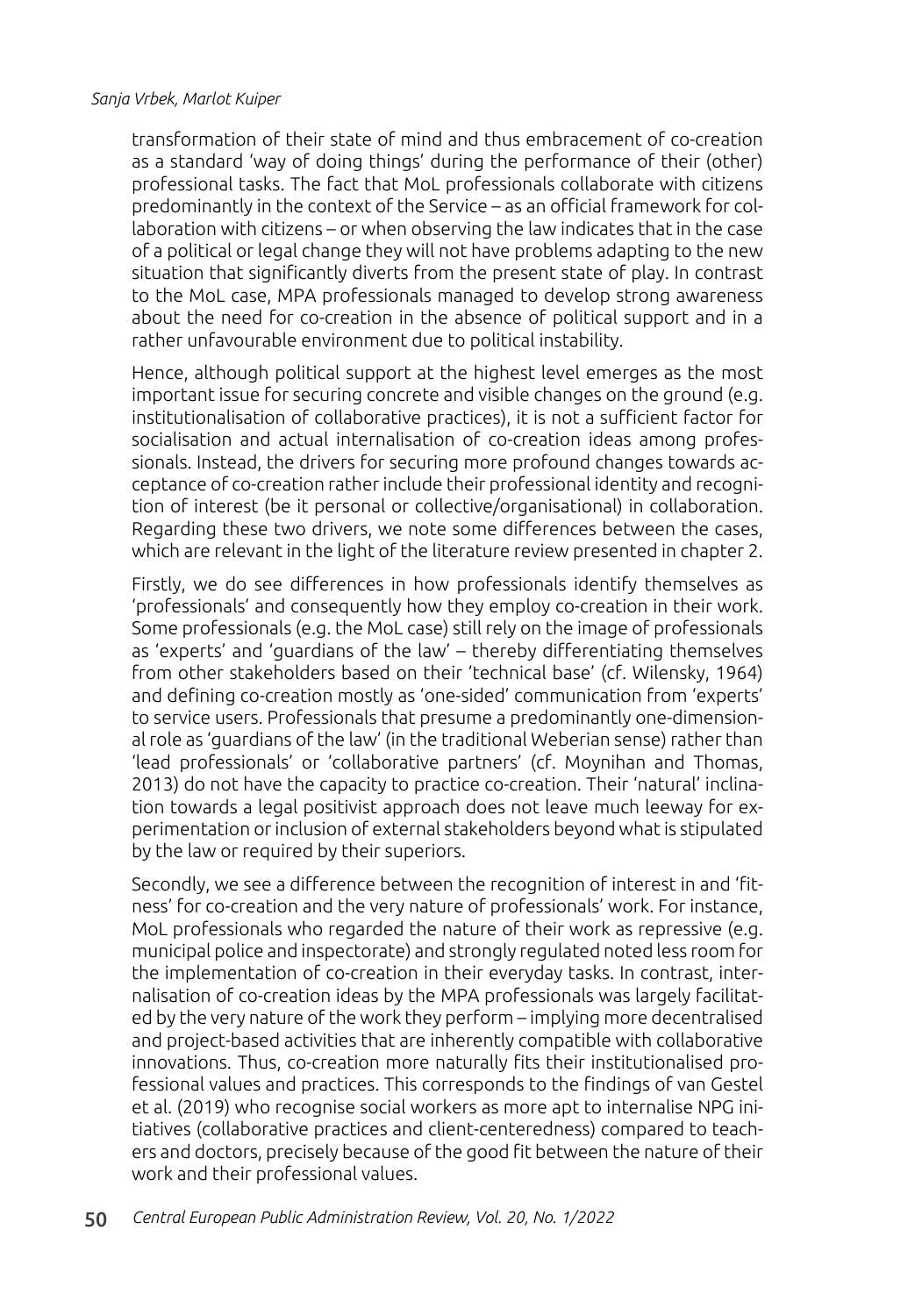transformation of their state of mind and thus embracement of co-creation as a standard 'way of doing things' during the performance of their (other) professional tasks. The fact that MoL professionals collaborate with citizens predominantly in the context of the Service – as an official framework for collaboration with citizens – or when observing the law indicates that in the case of a political or legal change they will not have problems adapting to the new situation that significantly diverts from the present state of play. In contrast to the MoL case, MPA professionals managed to develop strong awareness about the need for co-creation in the absence of political support and in a rather unfavourable environment due to political instability.

Hence, although political support at the highest level emerges as the most important issue for securing concrete and visible changes on the ground (e.g. institutionalisation of collaborative practices), it is not a sufficient factor for socialisation and actual internalisation of co-creation ideas among professionals. Instead, the drivers for securing more profound changes towards acceptance of co-creation rather include their professional identity and recognition of interest (be it personal or collective/organisational) in collaboration. Regarding these two drivers, we note some differences between the cases, which are relevant in the light of the literature review presented in chapter 2.

Firstly, we do see differences in how professionals identify themselves as 'professionals' and consequently how they employ co-creation in their work. Some professionals (e.g. the MoL case) still rely on the image of professionals as 'experts' and 'guardians of the law' – thereby differentiating themselves from other stakeholders based on their 'technical base' (cf. Wilensky, 1964) and defining co-creation mostly as 'one-sided' communication from 'experts' to service users. Professionals that presume a predominantly one-dimensional role as 'guardians of the law' (in the traditional Weberian sense) rather than 'lead professionals' or 'collaborative partners' (cf. Moynihan and Thomas, 2013) do not have the capacity to practice co-creation. Their 'natural' inclination towards a legal positivist approach does not leave much leeway for experimentation or inclusion of external stakeholders beyond what is stipulated by the law or required by their superiors.

Secondly, we see a difference between the recognition of interest in and 'fitness' for co-creation and the very nature of professionals' work. For instance, MoL professionals who regarded the nature of their work as repressive (e.g. municipal police and inspectorate) and strongly regulated noted less room for the implementation of co-creation in their everyday tasks. In contrast, internalisation of co-creation ideas by the MPA professionals was largely facilitated by the very nature of the work they perform – implying more decentralised and project-based activities that are inherently compatible with collaborative innovations. Thus, co-creation more naturally fits their institutionalised professional values and practices. This corresponds to the findings of van Gestel et al. (2019) who recognise social workers as more apt to internalise NPG initiatives (collaborative practices and client-centeredness) compared to teachers and doctors, precisely because of the good fit between the nature of their work and their professional values.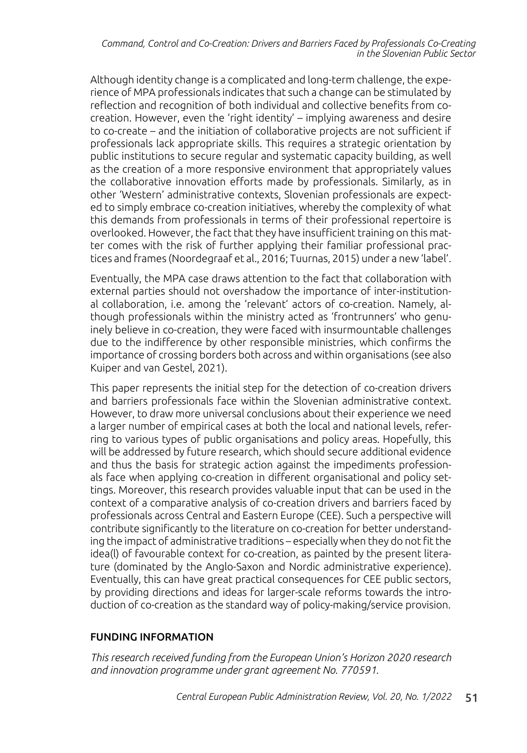Although identity change is a complicated and long-term challenge, the experience of MPA professionals indicates that such a change can be stimulated by reflection and recognition of both individual and collective benefits from co-creation. However, even the 'right identity' – implying awareness and desire to co-create – and the initiation of collaborative projects are not sufficient if professionals lack appropriate skills. This requires a strategic orientation by public institutions to secure regular and systematic capacity building, as well as the creation of a more responsive environment that appropriately values the collaborative innovation efforts made by professionals. Similarly, as in other 'Western' administrative contexts, Slovenian professionals are expected to simply embrace co-creation initiatives, whereby the complexity of what this demands from professionals in terms of their professional repertoire is overlooked. However, the fact that they have insufficient training on this matter comes with the risk of further applying their familiar professional practices and frames (Noordegraaf et al., 2016; Tuurnas, 2015) under a new 'label'.

Eventually, the MPA case draws attention to the fact that collaboration with external parties should not overshadow the importance of inter-institutional collaboration, i.e. among the 'relevant' actors of co-creation. Namely, although professionals within the ministry acted as 'frontrunners' who genuinely believe in co-creation, they were faced with insurmountable challenges due to the indifference by other responsible ministries, which confirms the importance of crossing borders both across and within organisations (see also Kuiper and van Gestel, 2021).

This paper represents the initial step for the detection of co-creation drivers and barriers professionals face within the Slovenian administrative context. However, to draw more universal conclusions about their experience we need a larger number of empirical cases at both the local and national levels, referring to various types of public organisations and policy areas. Hopefully, this will be addressed by future research, which should secure additional evidence and thus the basis for strategic action against the impediments professionals face when applying co-creation in different organisational and policy settings. Moreover, this research provides valuable input that can be used in the context of a comparative analysis of co-creation drivers and barriers faced by professionals across Central and Eastern Europe (CEE). Such a perspective will contribute significantly to the literature on co-creation for better understanding the impact of administrative traditions – especially when they do not fit the idea(l) of favourable context for co-creation, as painted by the present literature (dominated by the Anglo-Saxon and Nordic administrative experience). Eventually, this can have great practical consequences for CEE public sectors, by providing directions and ideas for larger-scale reforms towards the introduction of co-creation as the standard way of policy-making/service provision.

## FUNDING INFORMATION

*This research received funding from the European Union's Horizon 2020 research and innovation programme under grant agreement No. 770591.*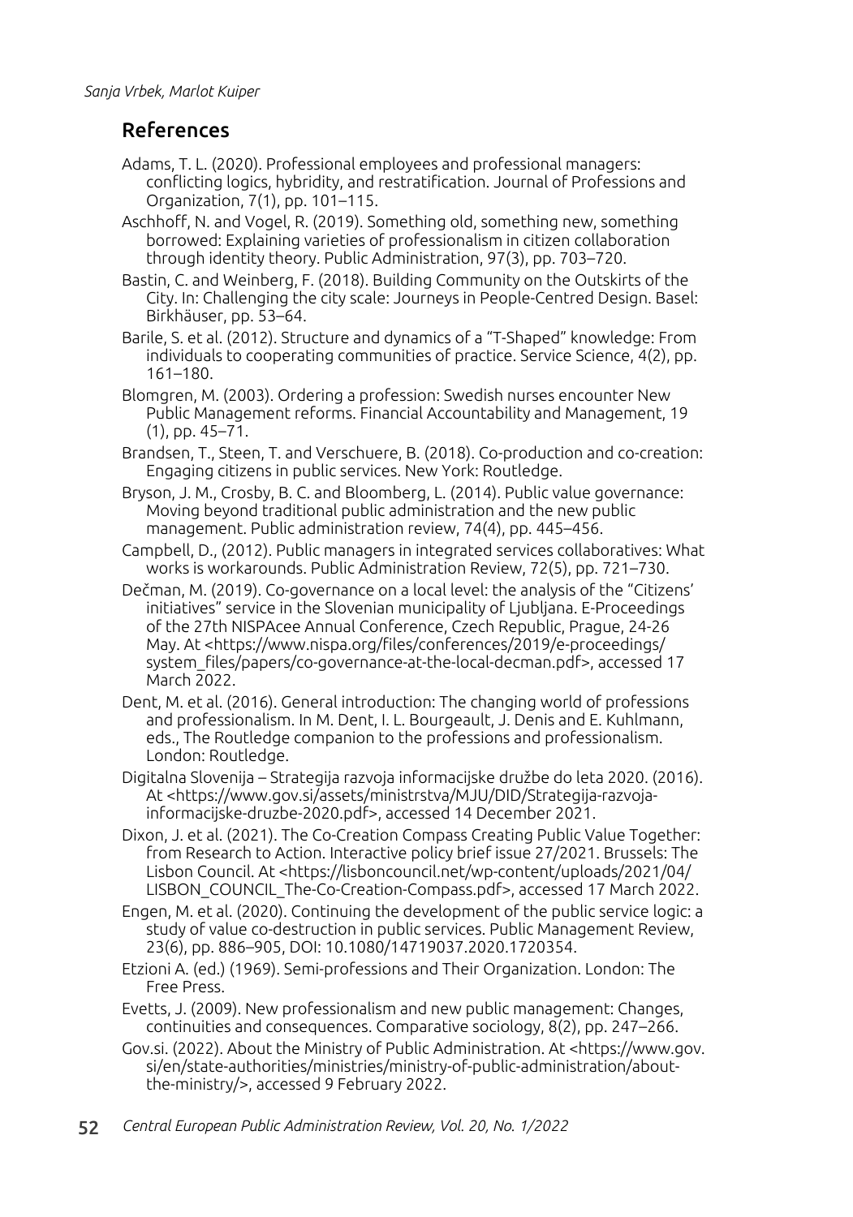## References

Adams, T. L. (2020). Professional employees and professional managers: conflicting logics, hybridity, and restratification. Journal of Professions and Organization, 7(1), pp. 101–115.

Aschhoff, N. and Vogel, R. (2019). Something old, something new, something borrowed: Explaining varieties of professionalism in citizen collaboration through identity theory. Public Administration, 97(3), pp. 703–720.

Bastin, C. and Weinberg, F. (2018). Building Community on the Outskirts of the City. In: Challenging the city scale: Journeys in People-Centred Design. Basel: Birkhäuser, pp. 53–64.

Barile, S. et al. (2012). Structure and dynamics of a "T-Shaped" knowledge: From individuals to cooperating communities of practice. Service Science, 4(2), pp. 161–180.

Blomgren, M. (2003). Ordering a profession: Swedish nurses encounter New Public Management reforms. Financial Accountability and Management, 19 (1), pp. 45–71.

Brandsen, T., Steen, T. and Verschuere, B. (2018). Co-production and co-creation: Engaging citizens in public services. New York: Routledge.

Bryson, J. M., Crosby, B. C. and Bloomberg, L. (2014). Public value governance: Moving beyond traditional public administration and the new public management. Public administration review, 74(4), pp. 445–456.

Campbell, D., (2012). Public managers in integrated services collaboratives: What works is workarounds. Public Administration Review, 72(5), pp. 721–730.

Dečman, M. (2019). Co-governance on a local level: the analysis of the "Citizens' initiatives" service in the Slovenian municipality of Ljubljana. E-Proceedings of the 27th NISPAcee Annual Conference, Czech Republic, Prague, 24-26 May. At <https://www.nispa.org/files/conferences/2019/e-proceedings/system_files/papers/co-governance-at-the-local-decman.pdf>, accessed 17 March 2022.

Dent, M. et al. (2016). General introduction: The changing world of professions and professionalism. In M. Dent, I. L. Bourgeault, J. Denis and E. Kuhlmann, eds., The Routledge companion to the professions and professionalism. London: Routledge.

Digitalna Slovenija – Strategija razvoja informacijske družbe do leta 2020. (2016). At <https://www.gov.si/assets/ministrstva/MJU/DID/Strategija-razvoja-informacijske-druzbe-2020.pdf>, accessed 14 December 2021.

Dixon, J. et al. (2021). The Co-Creation Compass Creating Public Value Together: from Research to Action. Interactive policy brief issue 27/2021. Brussels: The Lisbon Council. At <https://lisboncouncil.net/wp-content/uploads/2021/04/LISBON_COUNCIL_The-Co-Creation-Compass.pdf>, accessed 17 March 2022.

Engen, M. et al. (2020). Continuing the development of the public service logic: a study of value co-destruction in public services. Public Management Review, 23(6), pp. 886–905, DOI: 10.1080/14719037.2020.1720354.

Etzioni A. (ed.) (1969). Semi-professions and Their Organization. London: The Free Press.

Evetts, J. (2009). New professionalism and new public management: Changes, continuities and consequences. Comparative sociology, 8(2), pp. 247–266.

Gov.si. (2022). About the Ministry of Public Administration. At <https://www.gov.si/en/state-authorities/ministries/ministry-of-public-administration/about-the-ministry/>, accessed 9 February 2022.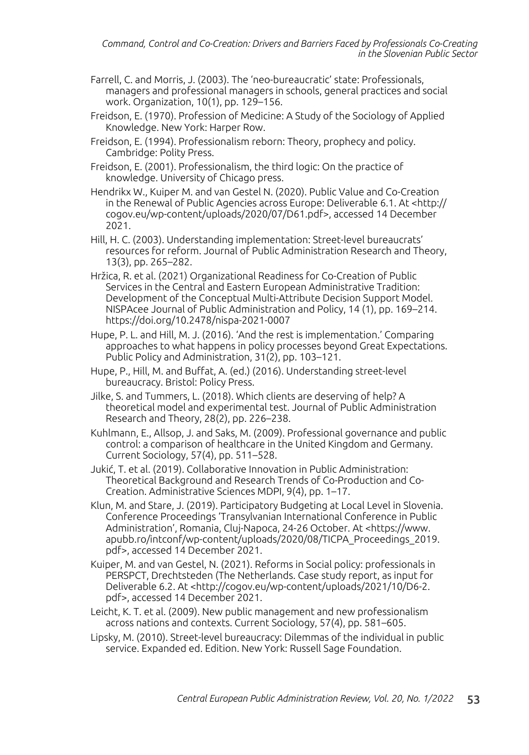Farrell, C. and Morris, J. (2003). The 'neo-bureaucratic' state: Professionals, managers and professional managers in schools, general practices and social work. Organization, 10(1), pp. 129–156.

Freidson, E. (1970). Profession of Medicine: A Study of the Sociology of Applied Knowledge. New York: Harper Row.

Freidson, E. (1994). Professionalism reborn: Theory, prophecy and policy. Cambridge: Polity Press.

Freidson, E. (2001). Professionalism, the third logic: On the practice of knowledge. University of Chicago press.

Hendrikx W., Kuiper M. and van Gestel N. (2020). Public Value and Co-Creation in the Renewal of Public Agencies across Europe: Deliverable 6.1. At <http://cogov.eu/wp-content/uploads/2020/07/D61.pdf>, accessed 14 December 2021.

Hill, H. C. (2003). Understanding implementation: Street-level bureaucrats' resources for reform. Journal of Public Administration Research and Theory, 13(3), pp. 265–282.

Hržica, R. et al. (2021) Organizational Readiness for Co-Creation of Public Services in the Central and Eastern European Administrative Tradition: Development of the Conceptual Multi-Attribute Decision Support Model. NISPAcee Journal of Public Administration and Policy, 14 (1), pp. 169–214. https://doi.org/10.2478/nispa-2021-0007

Hupe, P. L. and Hill, M. J. (2016). 'And the rest is implementation.' Comparing approaches to what happens in policy processes beyond Great Expectations. Public Policy and Administration, 31(2), pp. 103–121.

Hupe, P., Hill, M. and Buffat, A. (ed.) (2016). Understanding street-level bureaucracy. Bristol: Policy Press.

Jilke, S. and Tummers, L. (2018). Which clients are deserving of help? A theoretical model and experimental test. Journal of Public Administration Research and Theory, 28(2), pp. 226–238.

Kuhlmann, E., Allsop, J. and Saks, M. (2009). Professional governance and public control: a comparison of healthcare in the United Kingdom and Germany. Current Sociology, 57(4), pp. 511–528.

Jukić, T. et al. (2019). Collaborative Innovation in Public Administration: Theoretical Background and Research Trends of Co-Production and Co-Creation. Administrative Sciences MDPI, 9(4), pp. 1–17.

Klun, M. and Stare, J. (2019). Participatory Budgeting at Local Level in Slovenia. Conference Proceedings 'Transylvanian International Conference in Public Administration', Romania, Cluj-Napoca, 24-26 October. At <https://www.apubb.ro/intconf/wp-content/uploads/2020/08/TICPA_Proceedings_2019.pdf>, accessed 14 December 2021.

Kuiper, M. and van Gestel, N. (2021). Reforms in Social policy: professionals in PERSPCT, Drechtsteden (The Netherlands. Case study report, as input for Deliverable 6.2. At <http://cogov.eu/wp-content/uploads/2021/10/D6-2.pdf>, accessed 14 December 2021.

Leicht, K. T. et al. (2009). New public management and new professionalism across nations and contexts. Current Sociology, 57(4), pp. 581–605.

Lipsky, M. (2010). Street-level bureaucracy: Dilemmas of the individual in public service. Expanded ed. Edition. New York: Russell Sage Foundation.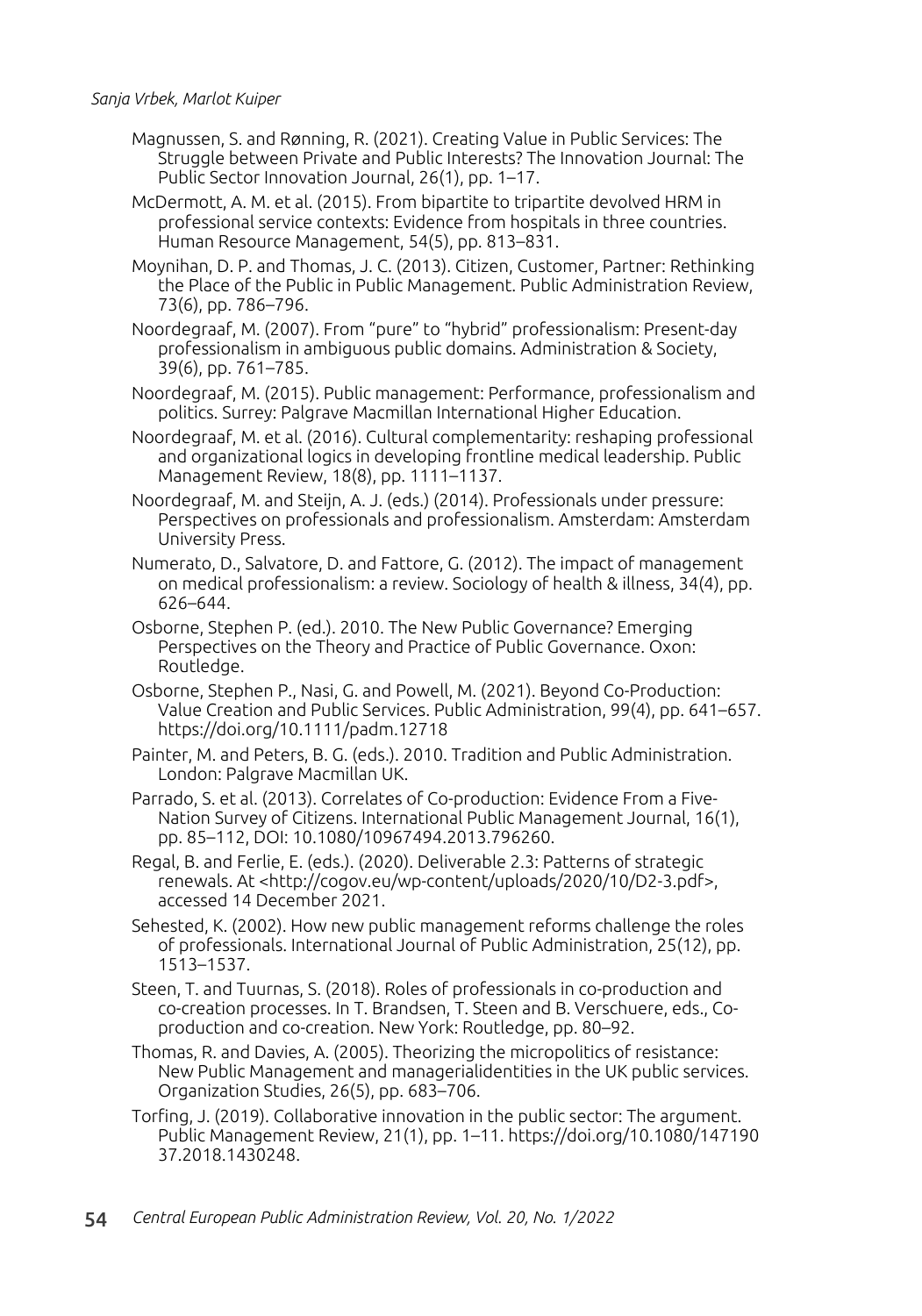Magnussen, S. and Rønning, R. (2021). Creating Value in Public Services: The Struggle between Private and Public Interests? The Innovation Journal: The Public Sector Innovation Journal, 26(1), pp. 1–17.

McDermott, A. M. et al. (2015). From bipartite to tripartite devolved HRM in professional service contexts: Evidence from hospitals in three countries. Human Resource Management, 54(5), pp. 813–831.

Moynihan, D. P. and Thomas, J. C. (2013). Citizen, Customer, Partner: Rethinking the Place of the Public in Public Management. Public Administration Review, 73(6), pp. 786–796.

Noordegraaf, M. (2007). From "pure" to "hybrid" professionalism: Present-day professionalism in ambiguous public domains. Administration & Society, 39(6), pp. 761–785.

Noordegraaf, M. (2015). Public management: Performance, professionalism and politics. Surrey: Palgrave Macmillan International Higher Education.

Noordegraaf, M. et al. (2016). Cultural complementarity: reshaping professional and organizational logics in developing frontline medical leadership. Public Management Review, 18(8), pp. 1111–1137.

Noordegraaf, M. and Steijn, A. J. (eds.) (2014). Professionals under pressure: Perspectives on professionals and professionalism. Amsterdam: Amsterdam University Press.

Numerato, D., Salvatore, D. and Fattore, G. (2012). The impact of management on medical professionalism: a review. Sociology of health & illness, 34(4), pp. 626–644.

Osborne, Stephen P. (ed.). 2010. The New Public Governance? Emerging Perspectives on the Theory and Practice of Public Governance. Oxon: Routledge.

Osborne, Stephen P., Nasi, G. and Powell, M. (2021). Beyond Co-Production: Value Creation and Public Services. Public Administration, 99(4), pp. 641–657. https://doi.org/10.1111/padm.12718

Painter, M. and Peters, B. G. (eds.). 2010. Tradition and Public Administration. London: Palgrave Macmillan UK.

Parrado, S. et al. (2013). Correlates of Co-production: Evidence From a Five-Nation Survey of Citizens. International Public Management Journal, 16(1), pp. 85–112, DOI: 10.1080/10967494.2013.796260.

Regal, B. and Ferlie, E. (eds.). (2020). Deliverable 2.3: Patterns of strategic renewals. At <http://cogov.eu/wp-content/uploads/2020/10/D2-3.pdf>, accessed 14 December 2021.

Sehested, K. (2002). How new public management reforms challenge the roles of professionals. International Journal of Public Administration, 25(12), pp. 1513–1537.

Steen, T. and Tuurnas, S. (2018). Roles of professionals in co-production and co-creation processes. In T. Brandsen, T. Steen and B. Verschuere, eds., Co-production and co-creation. New York: Routledge, pp. 80–92.

Thomas, R. and Davies, A. (2005). Theorizing the micropolitics of resistance: New Public Management and managerialidentities in the UK public services. Organization Studies, 26(5), pp. 683–706.

Torfing, J. (2019). Collaborative innovation in the public sector: The argument. Public Management Review, 21(1), pp. 1–11. https://doi.org/10.1080/14719037.2018.1430248.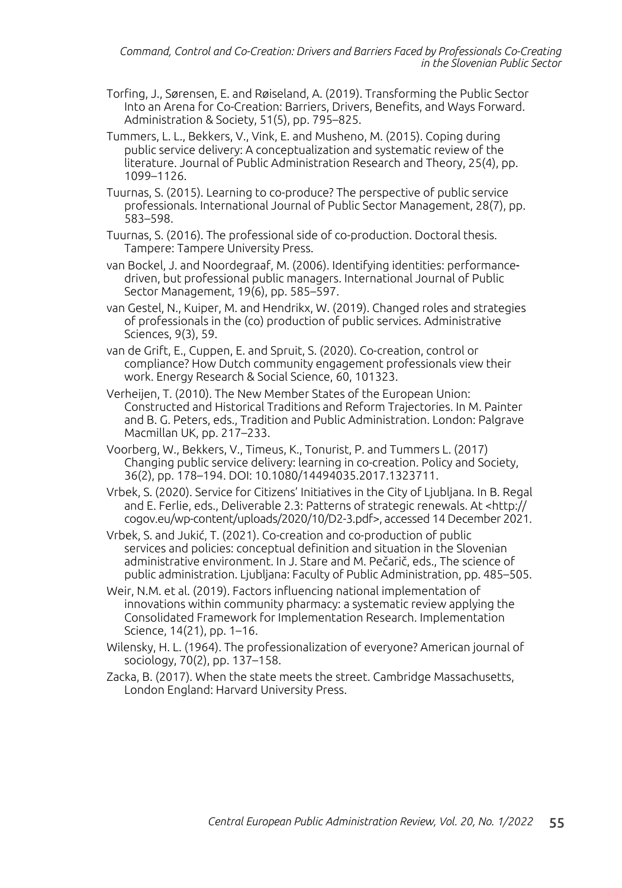Torfing, J., Sørensen, E. and Røiseland, A. (2019). Transforming the Public Sector Into an Arena for Co-Creation: Barriers, Drivers, Benefits, and Ways Forward. Administration & Society, 51(5), pp. 795–825.

Tummers, L. L., Bekkers, V., Vink, E. and Musheno, M. (2015). Coping during public service delivery: A conceptualization and systematic review of the literature. Journal of Public Administration Research and Theory, 25(4), pp. 1099–1126.

Tuurnas, S. (2015). Learning to co-produce? The perspective of public service professionals. International Journal of Public Sector Management, 28(7), pp. 583–598.

Tuurnas, S. (2016). The professional side of co-production. Doctoral thesis. Tampere: Tampere University Press.

van Bockel, J. and Noordegraaf, M. (2006). Identifying identities: performance-driven, but professional public managers. International Journal of Public Sector Management, 19(6), pp. 585–597.

van Gestel, N., Kuiper, M. and Hendrikx, W. (2019). Changed roles and strategies of professionals in the (co) production of public services. Administrative Sciences, 9(3), 59.

van de Grift, E., Cuppen, E. and Spruit, S. (2020). Co-creation, control or compliance? How Dutch community engagement professionals view their work. Energy Research & Social Science, 60, 101323.

Verheijen, T. (2010). The New Member States of the European Union: Constructed and Historical Traditions and Reform Trajectories. In M. Painter and B. G. Peters, eds., Tradition and Public Administration. London: Palgrave Macmillan UK, pp. 217–233.

Voorberg, W., Bekkers, V., Timeus, K., Tonurist, P. and Tummers L. (2017) Changing public service delivery: learning in co-creation. Policy and Society, 36(2), pp. 178–194. DOI: 10.1080/14494035.2017.1323711.

Vrbek, S. (2020). Service for Citizens' Initiatives in the City of Ljubljana. In B. Regal and E. Ferlie, eds., Deliverable 2.3: Patterns of strategic renewals. At <http://cogov.eu/wp-content/uploads/2020/10/D2-3.pdf>, accessed 14 December 2021.

Vrbek, S. and Jukić, T. (2021). Co-creation and co-production of public services and policies: conceptual definition and situation in the Slovenian administrative environment. In J. Stare and M. Pečarič, eds., The science of public administration. Ljubljana: Faculty of Public Administration, pp. 485–505.

Weir, N.M. et al. (2019). Factors influencing national implementation of innovations within community pharmacy: a systematic review applying the Consolidated Framework for Implementation Research. Implementation Science, 14(21), pp. 1–16.

Wilensky, H. L. (1964). The professionalization of everyone? American journal of sociology, 70(2), pp. 137–158.

Zacka, B. (2017). When the state meets the street. Cambridge Massachusetts, London England: Harvard University Press.